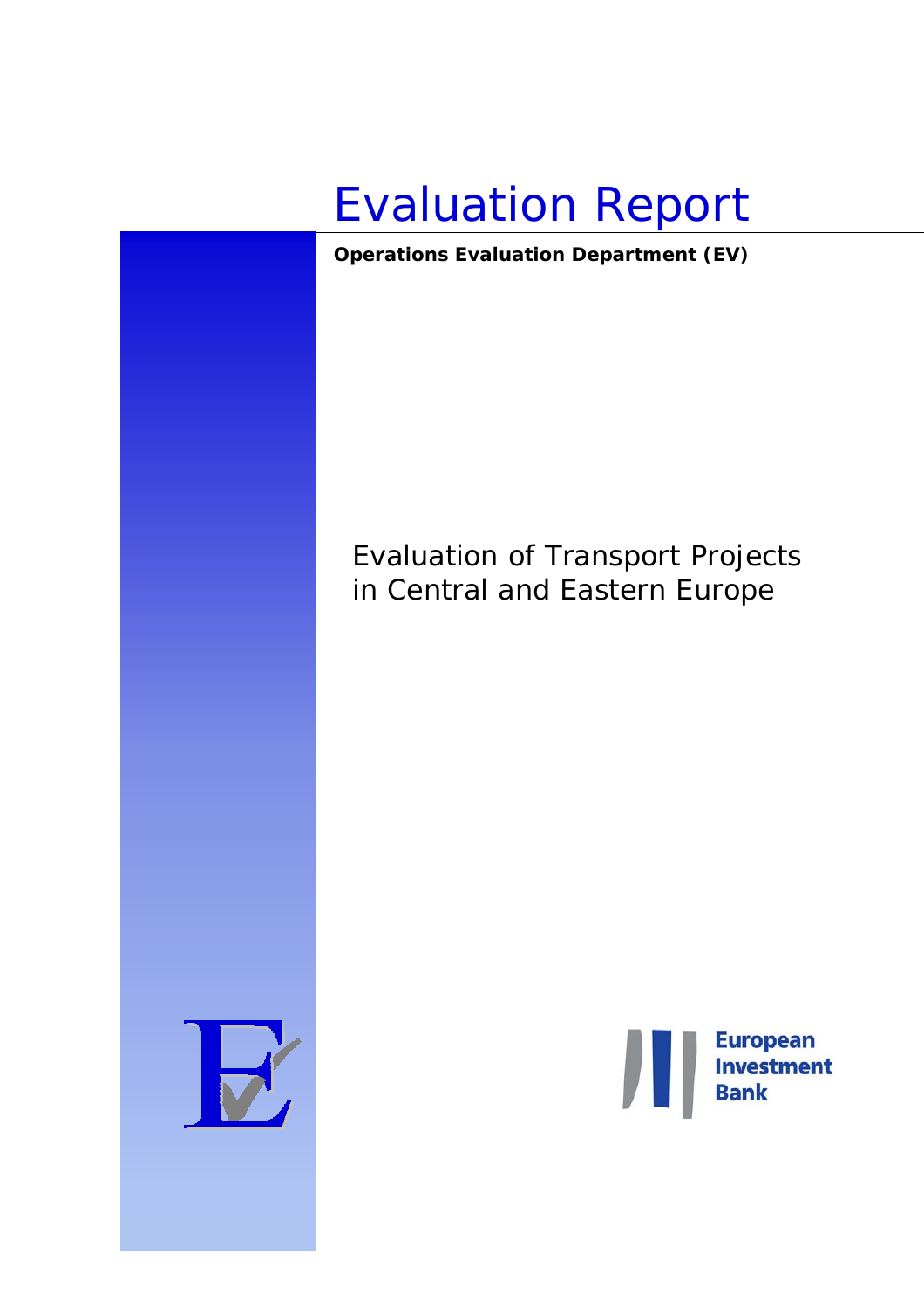# Evaluation Report

**Operations Evaluation Department (EV)**

## Evaluation of Transport Projects in Central and Eastern Europe

European Investment Bank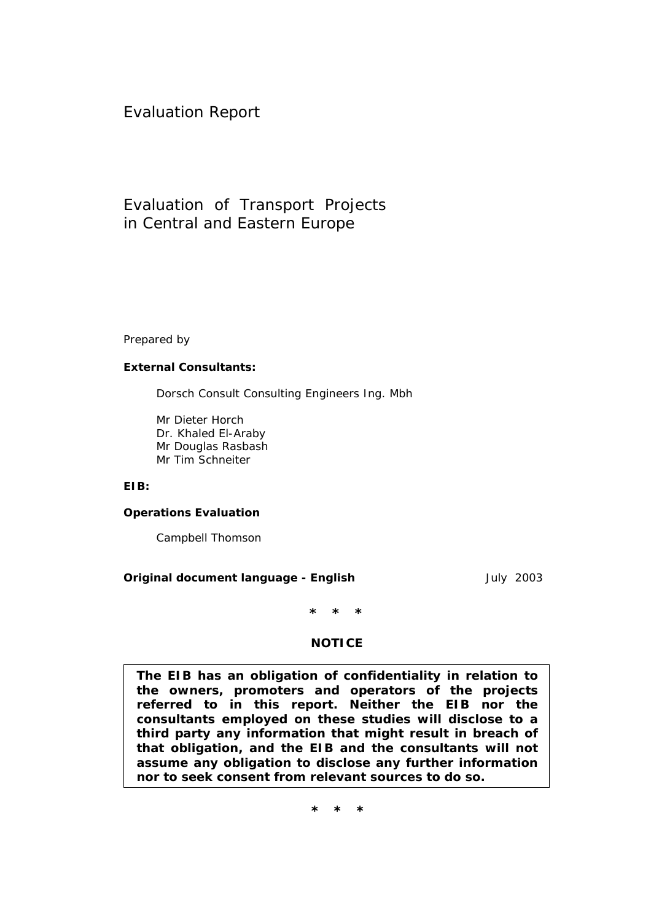Evaluation Report

# Evaluation of Transport Projects in Central and Eastern Europe

Prepared by

**External Consultants:**

Dorsch Consult Consulting Engineers Ing. Mbh

Mr Dieter Horch
Dr. Khaled El-Araby
Mr Douglas Rasbash
Mr Tim Schneiter

**EIB:**

**Operations Evaluation**

Campbell Thomson

**Original document language - English** July 2003

\* \* \*

**NOTICE**

**The EIB has an obligation of confidentiality in relation to the owners, promoters and operators of the projects referred to in this report. Neither the EIB nor the consultants employed on these studies will disclose to a third party any information that might result in breach of that obligation, and the EIB and the consultants will not assume any obligation to disclose any further information nor to seek consent from relevant sources to do so.**

\* \* \*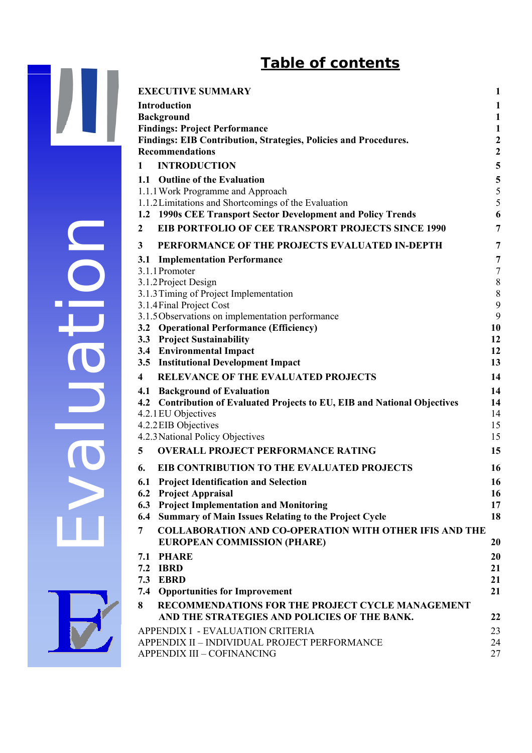# Table of contents

| | |
|---|---|
| **EXECUTIVE SUMMARY** | **1** |
| **Introduction** | **1** |
| **Background** | **1** |
| **Findings: Project Performance** | **1** |
| **Findings: EIB Contribution, Strategies, Policies and Procedures.** | **2** |
| **Recommendations** | **2** |
| **1 INTRODUCTION** | **5** |
| **1.1 Outline of the Evaluation** | **5** |
| 1.1.1 Work Programme and Approach | 5 |
| 1.1.2 Limitations and Shortcomings of the Evaluation | 5 |
| **1.2 1990s CEE Transport Sector Development and Policy Trends** | **6** |
| **2 EIB PORTFOLIO OF CEE TRANSPORT PROJECTS SINCE 1990** | **7** |
| **3 PERFORMANCE OF THE PROJECTS EVALUATED IN-DEPTH** | **7** |
| **3.1 Implementation Performance** | **7** |
| 3.1.1 Promoter | 7 |
| 3.1.2 Project Design | 8 |
| 3.1.3 Timing of Project Implementation | 8 |
| 3.1.4 Final Project Cost | 9 |
| 3.1.5 Observations on implementation performance | 9 |
| **3.2 Operational Performance (Efficiency)** | **10** |
| **3.3 Project Sustainability** | **12** |
| **3.4 Environmental Impact** | **12** |
| **3.5 Institutional Development Impact** | **13** |
| **4 RELEVANCE OF THE EVALUATED PROJECTS** | **14** |
| **4.1 Background of Evaluation** | **14** |
| **4.2 Contribution of Evaluated Projects to EU, EIB and National Objectives** | **14** |
| 4.2.1 EU Objectives | 14 |
| 4.2.2 EIB Objectives | 15 |
| 4.2.3 National Policy Objectives | 15 |
| **5 OVERALL PROJECT PERFORMANCE RATING** | **15** |
| **6. EIB CONTRIBUTION TO THE EVALUATED PROJECTS** | **16** |
| **6.1 Project Identification and Selection** | **16** |
| **6.2 Project Appraisal** | **16** |
| **6.3 Project Implementation and Monitoring** | **17** |
| **6.4 Summary of Main Issues Relating to the Project Cycle** | **18** |
| **7 COLLABORATION AND CO-OPERATION WITH OTHER IFIS AND THE EUROPEAN COMMISSION (PHARE)** | **20** |
| **7.1 PHARE** | **20** |
| **7.2 IBRD** | **21** |
| **7.3 EBRD** | **21** |
| **7.4 Opportunities for Improvement** | **21** |
| **8 RECOMMENDATIONS FOR THE PROJECT CYCLE MANAGEMENT AND THE STRATEGIES AND POLICIES OF THE BANK.** | **22** |
| APPENDIX I - EVALUATION CRITERIA | 23 |
| APPENDIX II – INDIVIDUAL PROJECT PERFORMANCE | 24 |
| APPENDIX III – COFINANCING | 27 |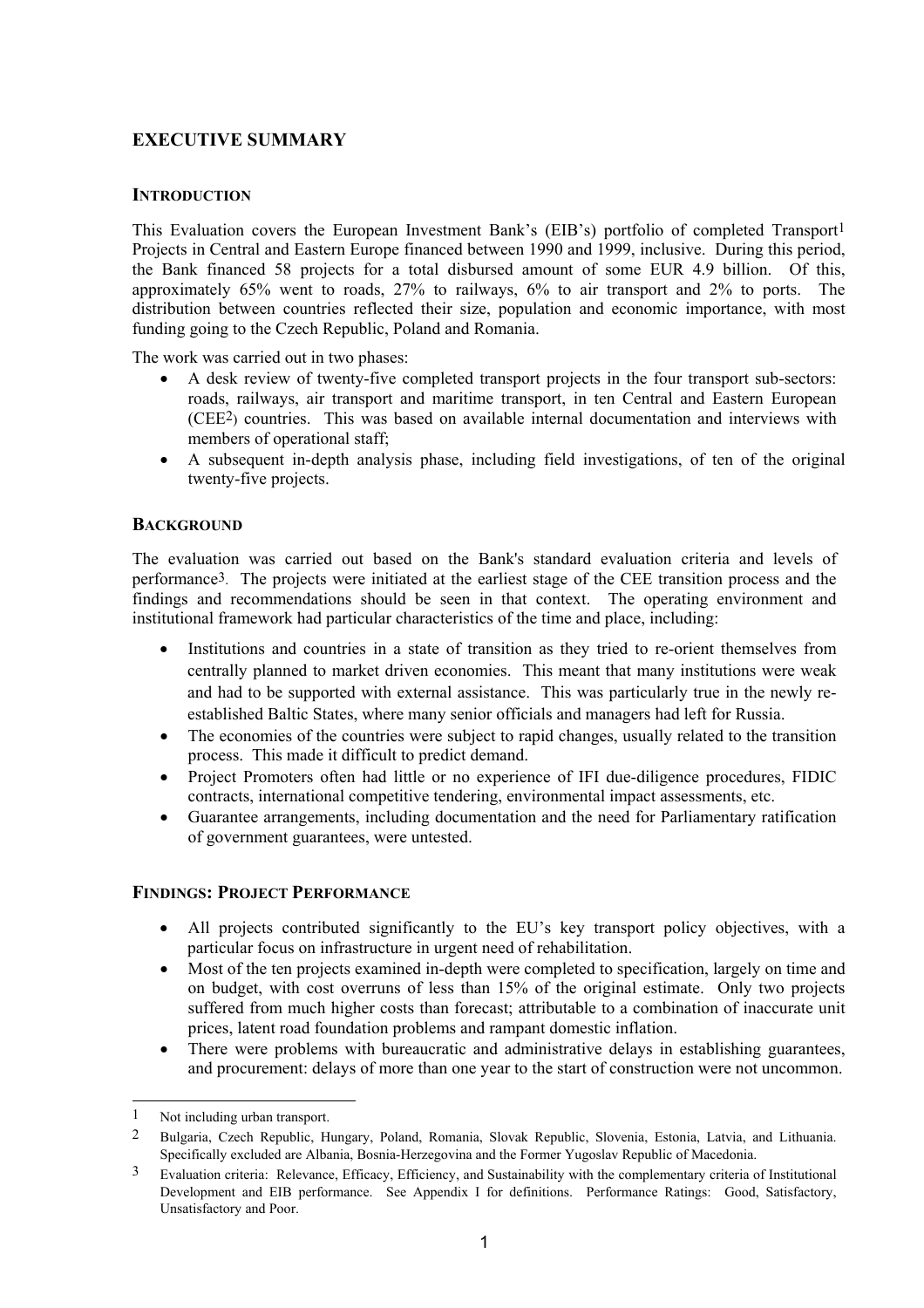## EXECUTIVE SUMMARY

### INTRODUCTION

This Evaluation covers the European Investment Bank's (EIB's) portfolio of completed Transport[1] Projects in Central and Eastern Europe financed between 1990 and 1999, inclusive. During this period, the Bank financed 58 projects for a total disbursed amount of some EUR 4.9 billion. Of this, approximately 65% went to roads, 27% to railways, 6% to air transport and 2% to ports. The distribution between countries reflected their size, population and economic importance, with most funding going to the Czech Republic, Poland and Romania.

The work was carried out in two phases:

- A desk review of twenty-five completed transport projects in the four transport sub-sectors: roads, railways, air transport and maritime transport, in ten Central and Eastern European (CEE[2]) countries. This was based on available internal documentation and interviews with members of operational staff;
- A subsequent in-depth analysis phase, including field investigations, of ten of the original twenty-five projects.

### BACKGROUND

The evaluation was carried out based on the Bank's standard evaluation criteria and levels of performance[3]. The projects were initiated at the earliest stage of the CEE transition process and the findings and recommendations should be seen in that context. The operating environment and institutional framework had particular characteristics of the time and place, including:

- Institutions and countries in a state of transition as they tried to re-orient themselves from centrally planned to market driven economies. This meant that many institutions were weak and had to be supported with external assistance. This was particularly true in the newly re-established Baltic States, where many senior officials and managers had left for Russia.
- The economies of the countries were subject to rapid changes, usually related to the transition process. This made it difficult to predict demand.
- Project Promoters often had little or no experience of IFI due-diligence procedures, FIDIC contracts, international competitive tendering, environmental impact assessments, etc.
- Guarantee arrangements, including documentation and the need for Parliamentary ratification of government guarantees, were untested.

### FINDINGS: PROJECT PERFORMANCE

- All projects contributed significantly to the EU's key transport policy objectives, with a particular focus on infrastructure in urgent need of rehabilitation.
- Most of the ten projects examined in-depth were completed to specification, largely on time and on budget, with cost overruns of less than 15% of the original estimate. Only two projects suffered from much higher costs than forecast; attributable to a combination of inaccurate unit prices, latent road foundation problems and rampant domestic inflation.
- There were problems with bureaucratic and administrative delays in establishing guarantees, and procurement: delays of more than one year to the start of construction were not uncommon.

---

[1] Not including urban transport.

[2] Bulgaria, Czech Republic, Hungary, Poland, Romania, Slovak Republic, Slovenia, Estonia, Latvia, and Lithuania. Specifically excluded are Albania, Bosnia-Herzegovina and the Former Yugoslav Republic of Macedonia.

[3] Evaluation criteria: Relevance, Efficacy, Efficiency, and Sustainability with the complementary criteria of Institutional Development and EIB performance. See Appendix I for definitions. Performance Ratings: Good, Satisfactory, Unsatisfactory and Poor.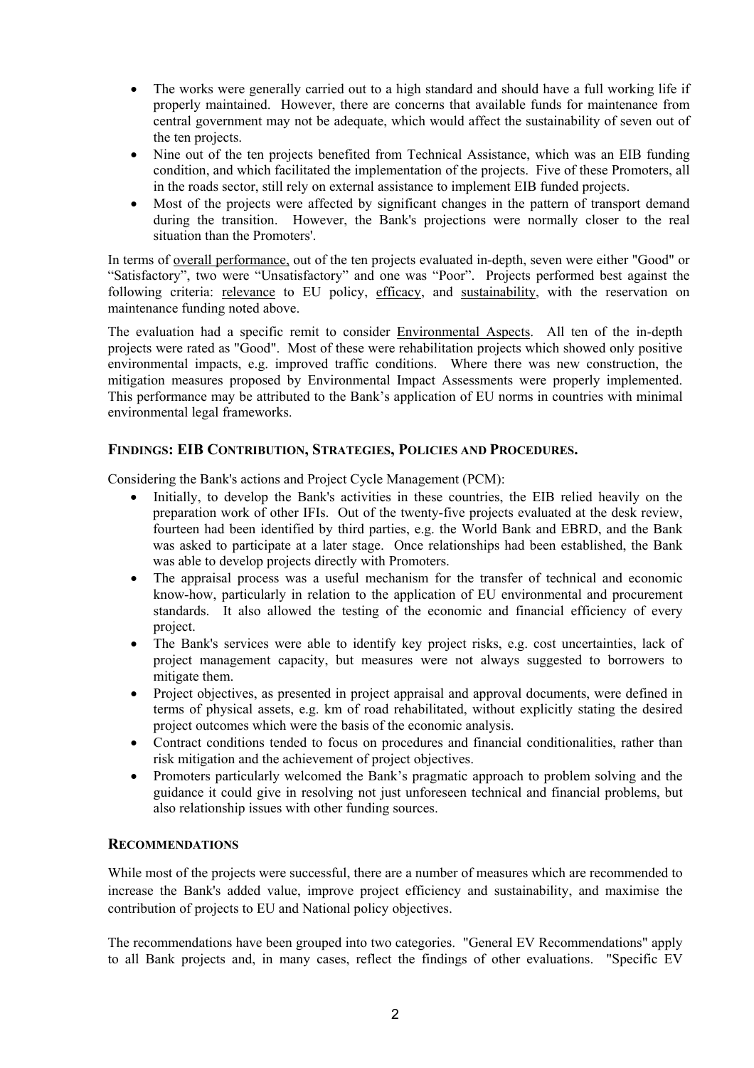- The works were generally carried out to a high standard and should have a full working life if properly maintained. However, there are concerns that available funds for maintenance from central government may not be adequate, which would affect the sustainability of seven out of the ten projects.
- Nine out of the ten projects benefited from Technical Assistance, which was an EIB funding condition, and which facilitated the implementation of the projects. Five of these Promoters, all in the roads sector, still rely on external assistance to implement EIB funded projects.
- Most of the projects were affected by significant changes in the pattern of transport demand during the transition. However, the Bank's projections were normally closer to the real situation than the Promoters'.

In terms of overall performance, out of the ten projects evaluated in-depth, seven were either "Good" or "Satisfactory", two were "Unsatisfactory" and one was "Poor". Projects performed best against the following criteria: relevance to EU policy, efficacy, and sustainability, with the reservation on maintenance funding noted above.

The evaluation had a specific remit to consider Environmental Aspects. All ten of the in-depth projects were rated as "Good". Most of these were rehabilitation projects which showed only positive environmental impacts, e.g. improved traffic conditions. Where there was new construction, the mitigation measures proposed by Environmental Impact Assessments were properly implemented. This performance may be attributed to the Bank's application of EU norms in countries with minimal environmental legal frameworks.

### FINDINGS: EIB CONTRIBUTION, STRATEGIES, POLICIES AND PROCEDURES.

Considering the Bank's actions and Project Cycle Management (PCM):

- Initially, to develop the Bank's activities in these countries, the EIB relied heavily on the preparation work of other IFIs. Out of the twenty-five projects evaluated at the desk review, fourteen had been identified by third parties, e.g. the World Bank and EBRD, and the Bank was asked to participate at a later stage. Once relationships had been established, the Bank was able to develop projects directly with Promoters.
- The appraisal process was a useful mechanism for the transfer of technical and economic know-how, particularly in relation to the application of EU environmental and procurement standards. It also allowed the testing of the economic and financial efficiency of every project.
- The Bank's services were able to identify key project risks, e.g. cost uncertainties, lack of project management capacity, but measures were not always suggested to borrowers to mitigate them.
- Project objectives, as presented in project appraisal and approval documents, were defined in terms of physical assets, e.g. km of road rehabilitated, without explicitly stating the desired project outcomes which were the basis of the economic analysis.
- Contract conditions tended to focus on procedures and financial conditionalities, rather than risk mitigation and the achievement of project objectives.
- Promoters particularly welcomed the Bank's pragmatic approach to problem solving and the guidance it could give in resolving not just unforeseen technical and financial problems, but also relationship issues with other funding sources.

### RECOMMENDATIONS

While most of the projects were successful, there are a number of measures which are recommended to increase the Bank's added value, improve project efficiency and sustainability, and maximise the contribution of projects to EU and National policy objectives.

The recommendations have been grouped into two categories. "General EV Recommendations" apply to all Bank projects and, in many cases, reflect the findings of other evaluations. "Specific EV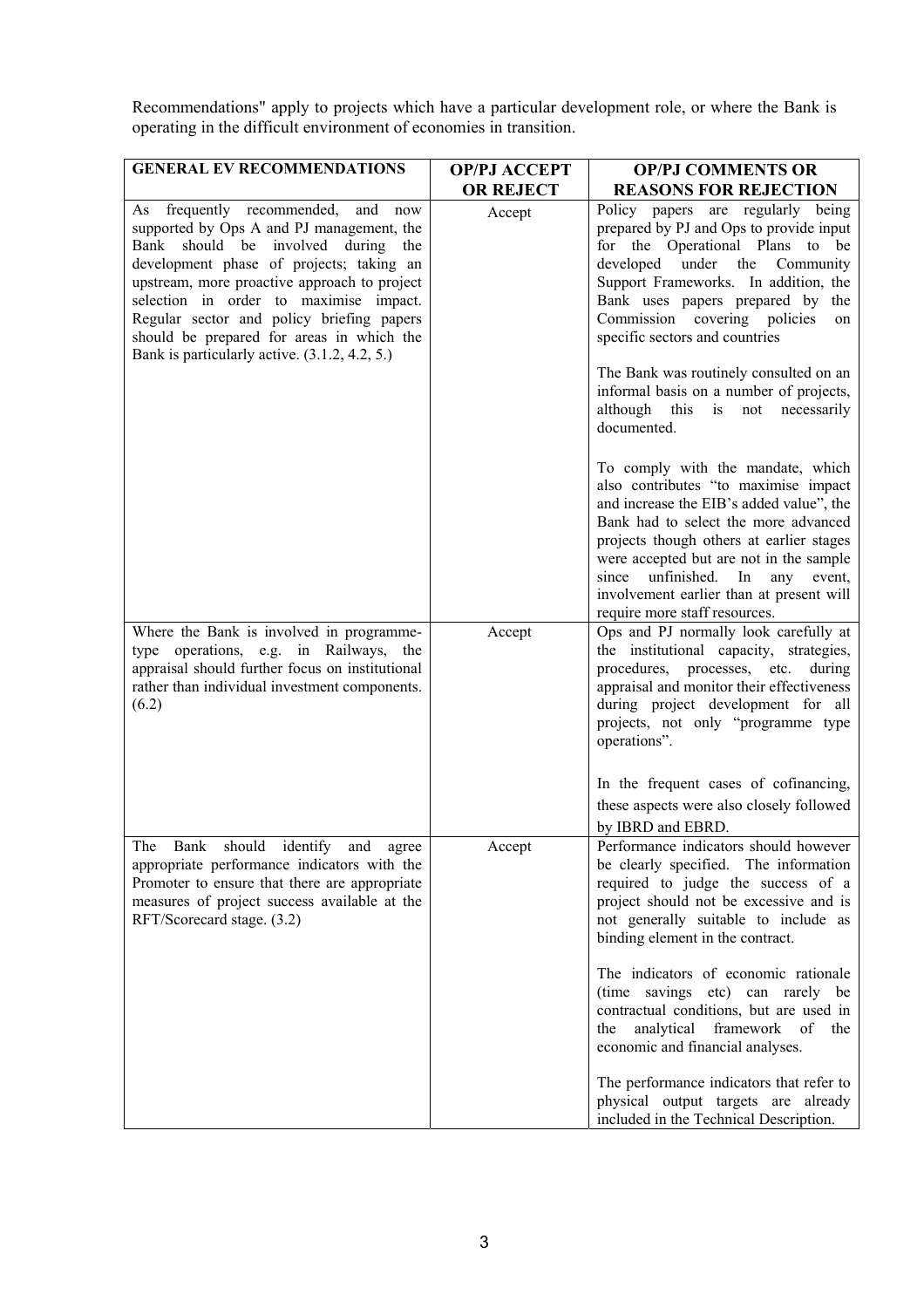Recommendations" apply to projects which have a particular development role, or where the Bank is operating in the difficult environment of economies in transition.

| GENERAL EV RECOMMENDATIONS | OP/PJ ACCEPT OR REJECT | OP/PJ COMMENTS OR REASONS FOR REJECTION |
|---|---|---|
| As frequently recommended, and now supported by Ops A and PJ management, the Bank should be involved during the development phase of projects; taking an upstream, more proactive approach to project selection in order to maximise impact. Regular sector and policy briefing papers should be prepared for areas in which the Bank is particularly active. (3.1.2, 4.2, 5.) | Accept | Policy papers are regularly being prepared by PJ and Ops to provide input for the Operational Plans to be developed under the Community Support Frameworks. In addition, the Bank uses papers prepared by the Commission covering policies on specific sectors and countries<br><br>The Bank was routinely consulted on an informal basis on a number of projects, although this is not necessarily documented.<br><br>To comply with the mandate, which also contributes "to maximise impact and increase the EIB's added value", the Bank had to select the more advanced projects though others at earlier stages were accepted but are not in the sample since unfinished. In any event, involvement earlier than at present will require more staff resources. |
| Where the Bank is involved in programme-type operations, e.g. in Railways, the appraisal should further focus on institutional rather than individual investment components. (6.2) | Accept | Ops and PJ normally look carefully at the institutional capacity, strategies, procedures, processes, etc. during appraisal and monitor their effectiveness during project development for all projects, not only "programme type operations".<br><br>In the frequent cases of cofinancing, these aspects were also closely followed by IBRD and EBRD. |
| The Bank should identify and agree appropriate performance indicators with the Promoter to ensure that there are appropriate measures of project success available at the RFT/Scorecard stage. (3.2) | Accept | Performance indicators should however be clearly specified. The information required to judge the success of a project should not be excessive and is not generally suitable to include as binding element in the contract.<br><br>The indicators of economic rationale (time savings etc) can rarely be contractual conditions, but are used in the analytical framework of the economic and financial analyses.<br><br>The performance indicators that refer to physical output targets are already included in the Technical Description. |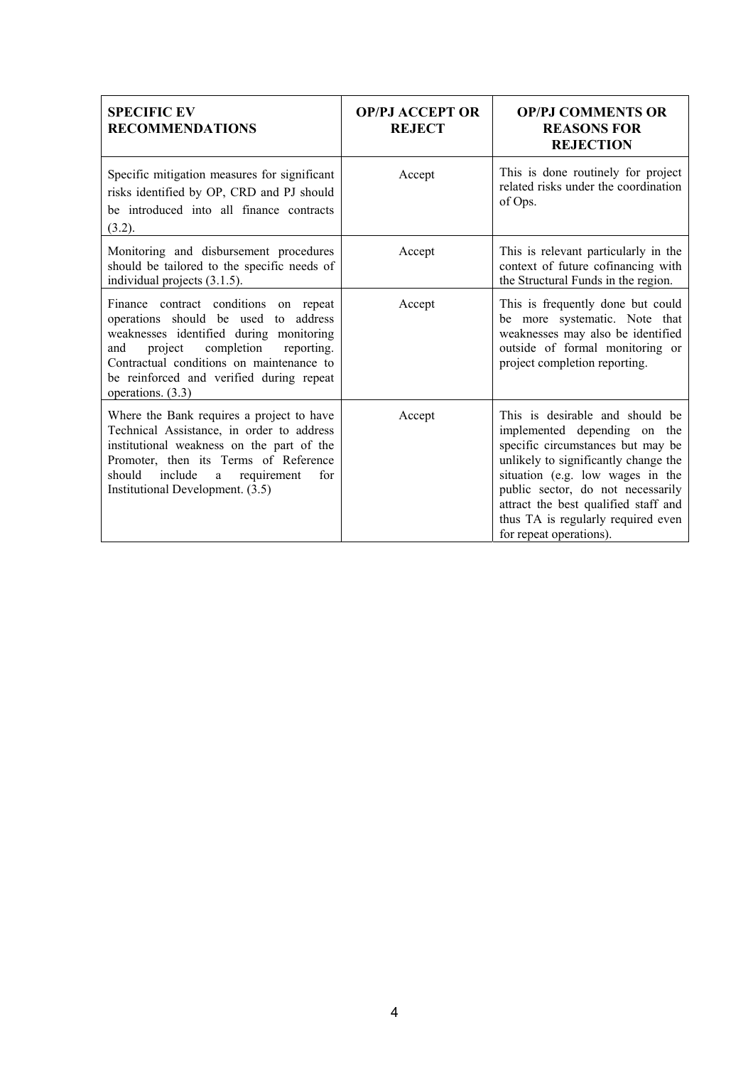| SPECIFIC EV RECOMMENDATIONS | OP/PJ ACCEPT OR REJECT | OP/PJ COMMENTS OR REASONS FOR REJECTION |
|---|---|---|
| Specific mitigation measures for significant risks identified by OP, CRD and PJ should be introduced into all finance contracts (3.2). | Accept | This is done routinely for project related risks under the coordination of Ops. |
| Monitoring and disbursement procedures should be tailored to the specific needs of individual projects (3.1.5). | Accept | This is relevant particularly in the context of future cofinancing with the Structural Funds in the region. |
| Finance contract conditions on repeat operations should be used to address weaknesses identified during monitoring and project completion reporting. Contractual conditions on maintenance to be reinforced and verified during repeat operations. (3.3) | Accept | This is frequently done but could be more systematic. Note that weaknesses may also be identified outside of formal monitoring or project completion reporting. |
| Where the Bank requires a project to have Technical Assistance, in order to address institutional weakness on the part of the Promoter, then its Terms of Reference should include a requirement for Institutional Development. (3.5) | Accept | This is desirable and should be implemented depending on the specific circumstances but may be unlikely to significantly change the situation (e.g. low wages in the public sector, do not necessarily attract the best qualified staff and thus TA is regularly required even for repeat operations). |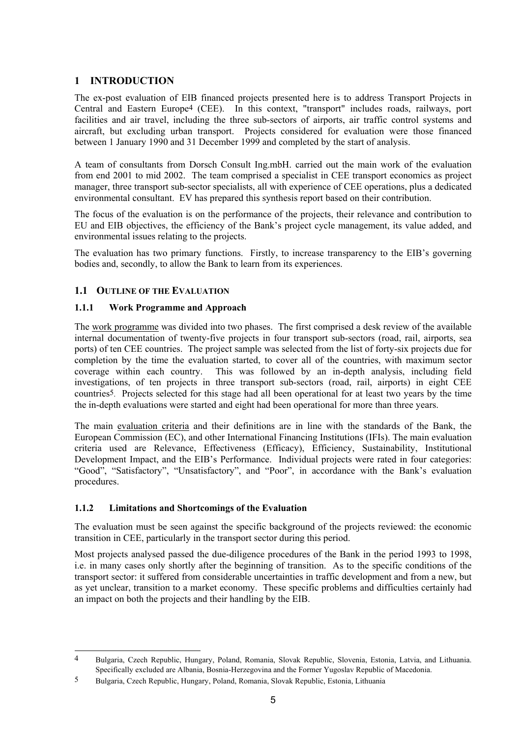# 1 INTRODUCTION

The ex-post evaluation of EIB financed projects presented here is to address Transport Projects in Central and Eastern Europe[4] (CEE). In this context, "transport" includes roads, railways, port facilities and air travel, including the three sub-sectors of airports, air traffic control systems and aircraft, but excluding urban transport. Projects considered for evaluation were those financed between 1 January 1990 and 31 December 1999 and completed by the start of analysis.

A team of consultants from Dorsch Consult Ing.mbH. carried out the main work of the evaluation from end 2001 to mid 2002. The team comprised a specialist in CEE transport economics as project manager, three transport sub-sector specialists, all with experience of CEE operations, plus a dedicated environmental consultant. EV has prepared this synthesis report based on their contribution.

The focus of the evaluation is on the performance of the projects, their relevance and contribution to EU and EIB objectives, the efficiency of the Bank's project cycle management, its value added, and environmental issues relating to the projects.

The evaluation has two primary functions. Firstly, to increase transparency to the EIB's governing bodies and, secondly, to allow the Bank to learn from its experiences.

## 1.1 OUTLINE OF THE EVALUATION

### 1.1.1 Work Programme and Approach

The work programme was divided into two phases. The first comprised a desk review of the available internal documentation of twenty-five projects in four transport sub-sectors (road, rail, airports, sea ports) of ten CEE countries. The project sample was selected from the list of forty-six projects due for completion by the time the evaluation started, to cover all of the countries, with maximum sector coverage within each country. This was followed by an in-depth analysis, including field investigations, of ten projects in three transport sub-sectors (road, rail, airports) in eight CEE countries[5]. Projects selected for this stage had all been operational for at least two years by the time the in-depth evaluations were started and eight had been operational for more than three years.

The main evaluation criteria and their definitions are in line with the standards of the Bank, the European Commission (EC), and other International Financing Institutions (IFIs). The main evaluation criteria used are Relevance, Effectiveness (Efficacy), Efficiency, Sustainability, Institutional Development Impact, and the EIB's Performance. Individual projects were rated in four categories: "Good", "Satisfactory", "Unsatisfactory", and "Poor", in accordance with the Bank's evaluation procedures.

### 1.1.2 Limitations and Shortcomings of the Evaluation

The evaluation must be seen against the specific background of the projects reviewed: the economic transition in CEE, particularly in the transport sector during this period.

Most projects analysed passed the due-diligence procedures of the Bank in the period 1993 to 1998, i.e. in many cases only shortly after the beginning of transition. As to the specific conditions of the transport sector: it suffered from considerable uncertainties in traffic development and from a new, but as yet unclear, transition to a market economy. These specific problems and difficulties certainly had an impact on both the projects and their handling by the EIB.

---

[4] Bulgaria, Czech Republic, Hungary, Poland, Romania, Slovak Republic, Slovenia, Estonia, Latvia, and Lithuania. Specifically excluded are Albania, Bosnia-Herzegovina and the Former Yugoslav Republic of Macedonia.

[5] Bulgaria, Czech Republic, Hungary, Poland, Romania, Slovak Republic, Estonia, Lithuania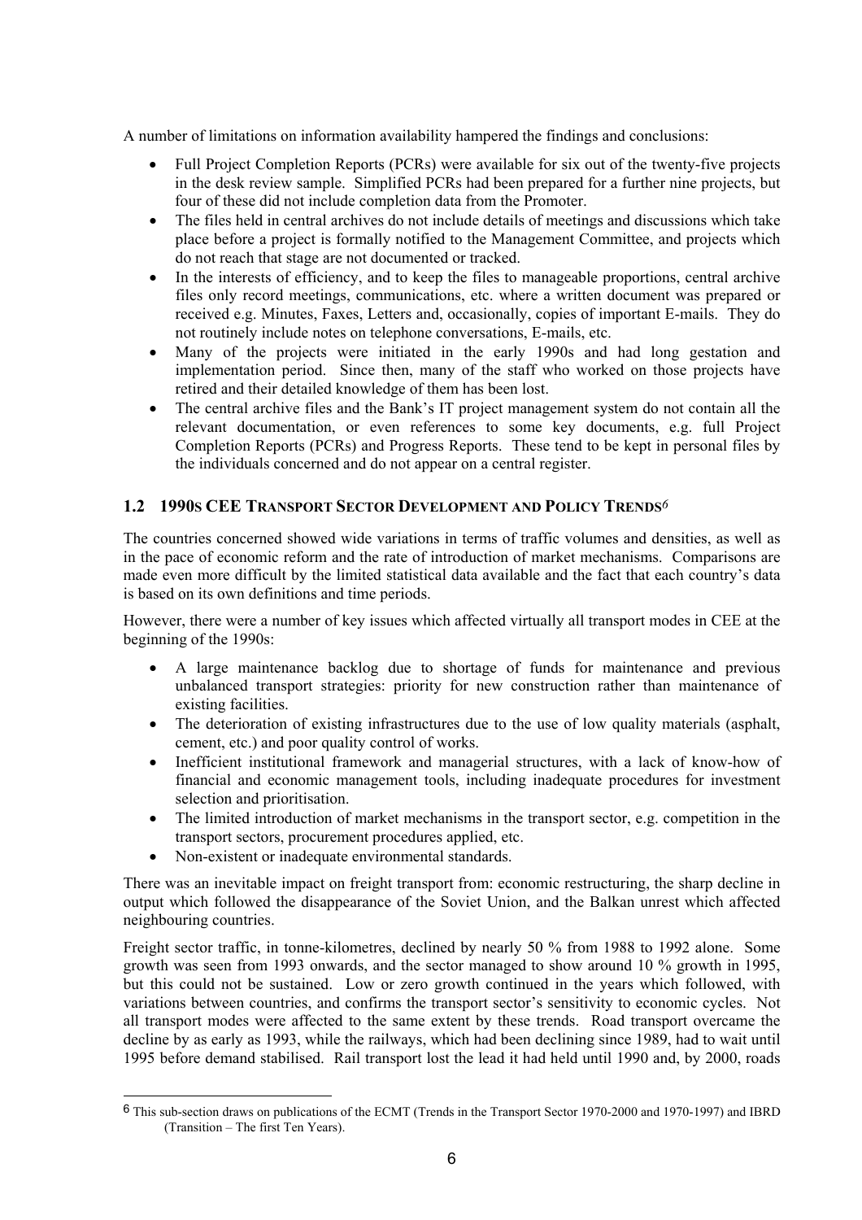A number of limitations on information availability hampered the findings and conclusions:

- Full Project Completion Reports (PCRs) were available for six out of the twenty-five projects in the desk review sample. Simplified PCRs had been prepared for a further nine projects, but four of these did not include completion data from the Promoter.
- The files held in central archives do not include details of meetings and discussions which take place before a project is formally notified to the Management Committee, and projects which do not reach that stage are not documented or tracked.
- In the interests of efficiency, and to keep the files to manageable proportions, central archive files only record meetings, communications, etc. where a written document was prepared or received e.g. Minutes, Faxes, Letters and, occasionally, copies of important E-mails. They do not routinely include notes on telephone conversations, E-mails, etc.
- Many of the projects were initiated in the early 1990s and had long gestation and implementation period. Since then, many of the staff who worked on those projects have retired and their detailed knowledge of them has been lost.
- The central archive files and the Bank's IT project management system do not contain all the relevant documentation, or even references to some key documents, e.g. full Project Completion Reports (PCRs) and Progress Reports. These tend to be kept in personal files by the individuals concerned and do not appear on a central register.

## 1.2 1990s CEE Transport Sector Development and Policy Trends[6]

The countries concerned showed wide variations in terms of traffic volumes and densities, as well as in the pace of economic reform and the rate of introduction of market mechanisms. Comparisons are made even more difficult by the limited statistical data available and the fact that each country's data is based on its own definitions and time periods.

However, there were a number of key issues which affected virtually all transport modes in CEE at the beginning of the 1990s:

- A large maintenance backlog due to shortage of funds for maintenance and previous unbalanced transport strategies: priority for new construction rather than maintenance of existing facilities.
- The deterioration of existing infrastructures due to the use of low quality materials (asphalt, cement, etc.) and poor quality control of works.
- Inefficient institutional framework and managerial structures, with a lack of know-how of financial and economic management tools, including inadequate procedures for investment selection and prioritisation.
- The limited introduction of market mechanisms in the transport sector, e.g. competition in the transport sectors, procurement procedures applied, etc.
- Non-existent or inadequate environmental standards.

There was an inevitable impact on freight transport from: economic restructuring, the sharp decline in output which followed the disappearance of the Soviet Union, and the Balkan unrest which affected neighbouring countries.

Freight sector traffic, in tonne-kilometres, declined by nearly 50 % from 1988 to 1992 alone. Some growth was seen from 1993 onwards, and the sector managed to show around 10 % growth in 1995, but this could not be sustained. Low or zero growth continued in the years which followed, with variations between countries, and confirms the transport sector's sensitivity to economic cycles. Not all transport modes were affected to the same extent by these trends. Road transport overcame the decline by as early as 1993, while the railways, which had been declining since 1989, had to wait until 1995 before demand stabilised. Rail transport lost the lead it had held until 1990 and, by 2000, roads

---

[6] This sub-section draws on publications of the ECMT (Trends in the Transport Sector 1970-2000 and 1970-1997) and IBRD (Transition – The first Ten Years).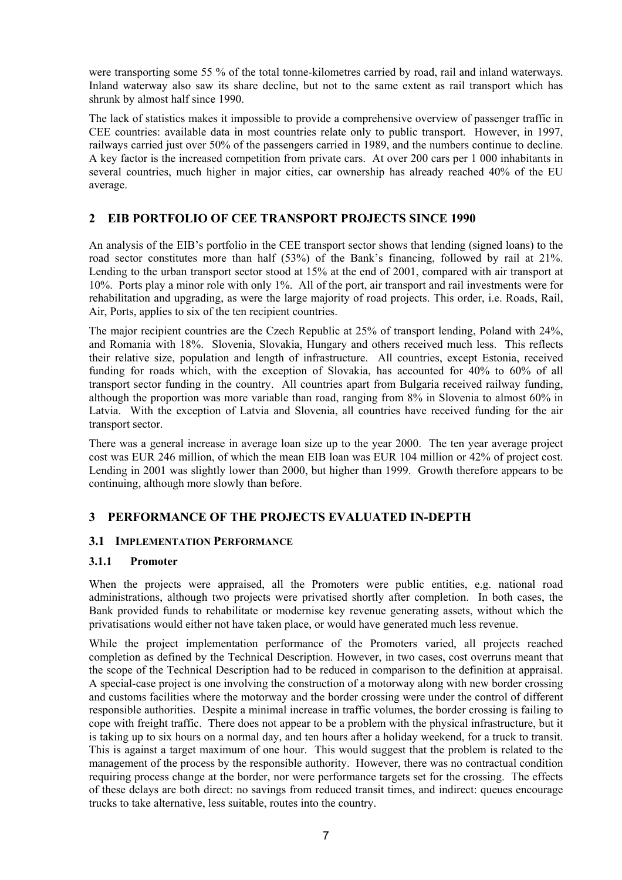were transporting some 55 % of the total tonne-kilometres carried by road, rail and inland waterways. Inland waterway also saw its share decline, but not to the same extent as rail transport which has shrunk by almost half since 1990.

The lack of statistics makes it impossible to provide a comprehensive overview of passenger traffic in CEE countries: available data in most countries relate only to public transport. However, in 1997, railways carried just over 50% of the passengers carried in 1989, and the numbers continue to decline. A key factor is the increased competition from private cars. At over 200 cars per 1 000 inhabitants in several countries, much higher in major cities, car ownership has already reached 40% of the EU average.

## 2 EIB PORTFOLIO OF CEE TRANSPORT PROJECTS SINCE 1990

An analysis of the EIB's portfolio in the CEE transport sector shows that lending (signed loans) to the road sector constitutes more than half (53%) of the Bank's financing, followed by rail at 21%. Lending to the urban transport sector stood at 15% at the end of 2001, compared with air transport at 10%. Ports play a minor role with only 1%. All of the port, air transport and rail investments were for rehabilitation and upgrading, as were the large majority of road projects. This order, i.e. Roads, Rail, Air, Ports, applies to six of the ten recipient countries.

The major recipient countries are the Czech Republic at 25% of transport lending, Poland with 24%, and Romania with 18%. Slovenia, Slovakia, Hungary and others received much less. This reflects their relative size, population and length of infrastructure. All countries, except Estonia, received funding for roads which, with the exception of Slovakia, has accounted for 40% to 60% of all transport sector funding in the country. All countries apart from Bulgaria received railway funding, although the proportion was more variable than road, ranging from 8% in Slovenia to almost 60% in Latvia. With the exception of Latvia and Slovenia, all countries have received funding for the air transport sector.

There was a general increase in average loan size up to the year 2000. The ten year average project cost was EUR 246 million, of which the mean EIB loan was EUR 104 million or 42% of project cost. Lending in 2001 was slightly lower than 2000, but higher than 1999. Growth therefore appears to be continuing, although more slowly than before.

## 3 PERFORMANCE OF THE PROJECTS EVALUATED IN-DEPTH

### 3.1 IMPLEMENTATION PERFORMANCE

#### 3.1.1 Promoter

When the projects were appraised, all the Promoters were public entities, e.g. national road administrations, although two projects were privatised shortly after completion. In both cases, the Bank provided funds to rehabilitate or modernise key revenue generating assets, without which the privatisations would either not have taken place, or would have generated much less revenue.

While the project implementation performance of the Promoters varied, all projects reached completion as defined by the Technical Description. However, in two cases, cost overruns meant that the scope of the Technical Description had to be reduced in comparison to the definition at appraisal. A special-case project is one involving the construction of a motorway along with new border crossing and customs facilities where the motorway and the border crossing were under the control of different responsible authorities. Despite a minimal increase in traffic volumes, the border crossing is failing to cope with freight traffic. There does not appear to be a problem with the physical infrastructure, but it is taking up to six hours on a normal day, and ten hours after a holiday weekend, for a truck to transit. This is against a target maximum of one hour. This would suggest that the problem is related to the management of the process by the responsible authority. However, there was no contractual condition requiring process change at the border, nor were performance targets set for the crossing. The effects of these delays are both direct: no savings from reduced transit times, and indirect: queues encourage trucks to take alternative, less suitable, routes into the country.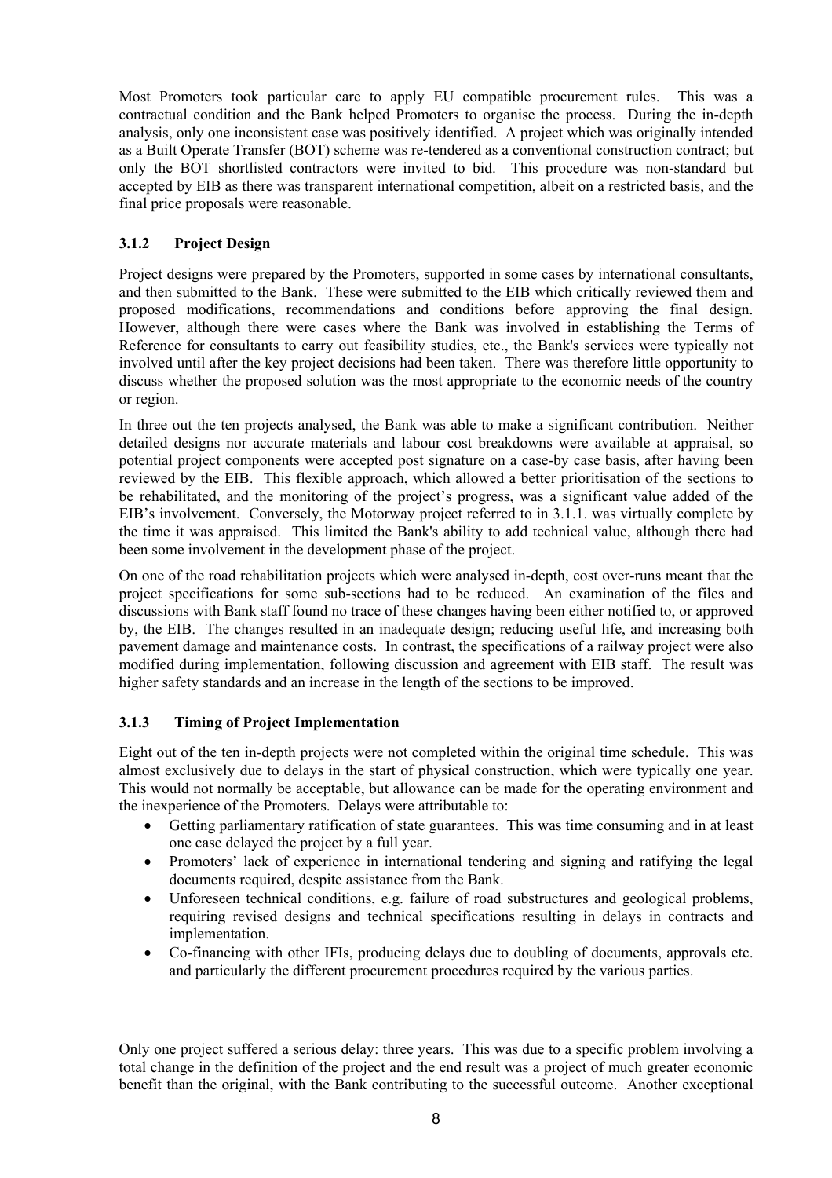Most Promoters took particular care to apply EU compatible procurement rules. This was a contractual condition and the Bank helped Promoters to organise the process. During the in-depth analysis, only one inconsistent case was positively identified. A project which was originally intended as a Built Operate Transfer (BOT) scheme was re-tendered as a conventional construction contract; but only the BOT shortlisted contractors were invited to bid. This procedure was non-standard but accepted by EIB as there was transparent international competition, albeit on a restricted basis, and the final price proposals were reasonable.

### 3.1.2 Project Design

Project designs were prepared by the Promoters, supported in some cases by international consultants, and then submitted to the Bank. These were submitted to the EIB which critically reviewed them and proposed modifications, recommendations and conditions before approving the final design. However, although there were cases where the Bank was involved in establishing the Terms of Reference for consultants to carry out feasibility studies, etc., the Bank's services were typically not involved until after the key project decisions had been taken. There was therefore little opportunity to discuss whether the proposed solution was the most appropriate to the economic needs of the country or region.

In three out the ten projects analysed, the Bank was able to make a significant contribution. Neither detailed designs nor accurate materials and labour cost breakdowns were available at appraisal, so potential project components were accepted post signature on a case-by case basis, after having been reviewed by the EIB. This flexible approach, which allowed a better prioritisation of the sections to be rehabilitated, and the monitoring of the project's progress, was a significant value added of the EIB's involvement. Conversely, the Motorway project referred to in 3.1.1. was virtually complete by the time it was appraised. This limited the Bank's ability to add technical value, although there had been some involvement in the development phase of the project.

On one of the road rehabilitation projects which were analysed in-depth, cost over-runs meant that the project specifications for some sub-sections had to be reduced. An examination of the files and discussions with Bank staff found no trace of these changes having been either notified to, or approved by, the EIB. The changes resulted in an inadequate design; reducing useful life, and increasing both pavement damage and maintenance costs. In contrast, the specifications of a railway project were also modified during implementation, following discussion and agreement with EIB staff. The result was higher safety standards and an increase in the length of the sections to be improved.

### 3.1.3 Timing of Project Implementation

Eight out of the ten in-depth projects were not completed within the original time schedule. This was almost exclusively due to delays in the start of physical construction, which were typically one year. This would not normally be acceptable, but allowance can be made for the operating environment and the inexperience of the Promoters. Delays were attributable to:

- Getting parliamentary ratification of state guarantees. This was time consuming and in at least one case delayed the project by a full year.
- Promoters' lack of experience in international tendering and signing and ratifying the legal documents required, despite assistance from the Bank.
- Unforeseen technical conditions, e.g. failure of road substructures and geological problems, requiring revised designs and technical specifications resulting in delays in contracts and implementation.
- Co-financing with other IFIs, producing delays due to doubling of documents, approvals etc. and particularly the different procurement procedures required by the various parties.

Only one project suffered a serious delay: three years. This was due to a specific problem involving a total change in the definition of the project and the end result was a project of much greater economic benefit than the original, with the Bank contributing to the successful outcome. Another exceptional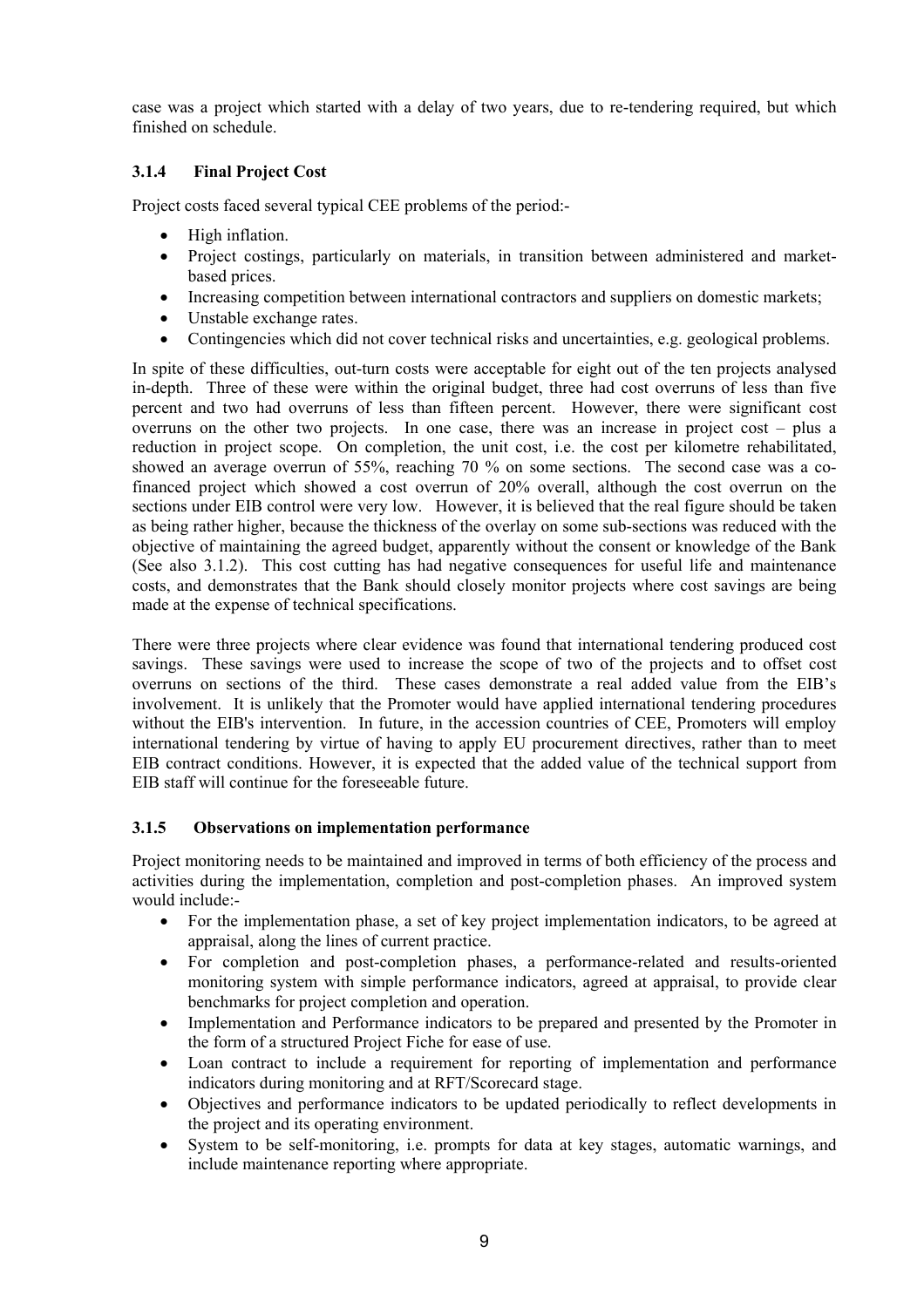case was a project which started with a delay of two years, due to re-tendering required, but which finished on schedule.

### 3.1.4 Final Project Cost

Project costs faced several typical CEE problems of the period:-

- High inflation.
- Project costings, particularly on materials, in transition between administered and market-based prices.
- Increasing competition between international contractors and suppliers on domestic markets;
- Unstable exchange rates.
- Contingencies which did not cover technical risks and uncertainties, e.g. geological problems.

In spite of these difficulties, out-turn costs were acceptable for eight out of the ten projects analysed in-depth. Three of these were within the original budget, three had cost overruns of less than five percent and two had overruns of less than fifteen percent. However, there were significant cost overruns on the other two projects. In one case, there was an increase in project cost – plus a reduction in project scope. On completion, the unit cost, i.e. the cost per kilometre rehabilitated, showed an average overrun of 55%, reaching 70 % on some sections. The second case was a co-financed project which showed a cost overrun of 20% overall, although the cost overrun on the sections under EIB control were very low. However, it is believed that the real figure should be taken as being rather higher, because the thickness of the overlay on some sub-sections was reduced with the objective of maintaining the agreed budget, apparently without the consent or knowledge of the Bank (See also 3.1.2). This cost cutting has had negative consequences for useful life and maintenance costs, and demonstrates that the Bank should closely monitor projects where cost savings are being made at the expense of technical specifications.

There were three projects where clear evidence was found that international tendering produced cost savings. These savings were used to increase the scope of two of the projects and to offset cost overruns on sections of the third. These cases demonstrate a real added value from the EIB's involvement. It is unlikely that the Promoter would have applied international tendering procedures without the EIB's intervention. In future, in the accession countries of CEE, Promoters will employ international tendering by virtue of having to apply EU procurement directives, rather than to meet EIB contract conditions. However, it is expected that the added value of the technical support from EIB staff will continue for the foreseeable future.

### 3.1.5 Observations on implementation performance

Project monitoring needs to be maintained and improved in terms of both efficiency of the process and activities during the implementation, completion and post-completion phases. An improved system would include:-

- For the implementation phase, a set of key project implementation indicators, to be agreed at appraisal, along the lines of current practice.
- For completion and post-completion phases, a performance-related and results-oriented monitoring system with simple performance indicators, agreed at appraisal, to provide clear benchmarks for project completion and operation.
- Implementation and Performance indicators to be prepared and presented by the Promoter in the form of a structured Project Fiche for ease of use.
- Loan contract to include a requirement for reporting of implementation and performance indicators during monitoring and at RFT/Scorecard stage.
- Objectives and performance indicators to be updated periodically to reflect developments in the project and its operating environment.
- System to be self-monitoring, i.e. prompts for data at key stages, automatic warnings, and include maintenance reporting where appropriate.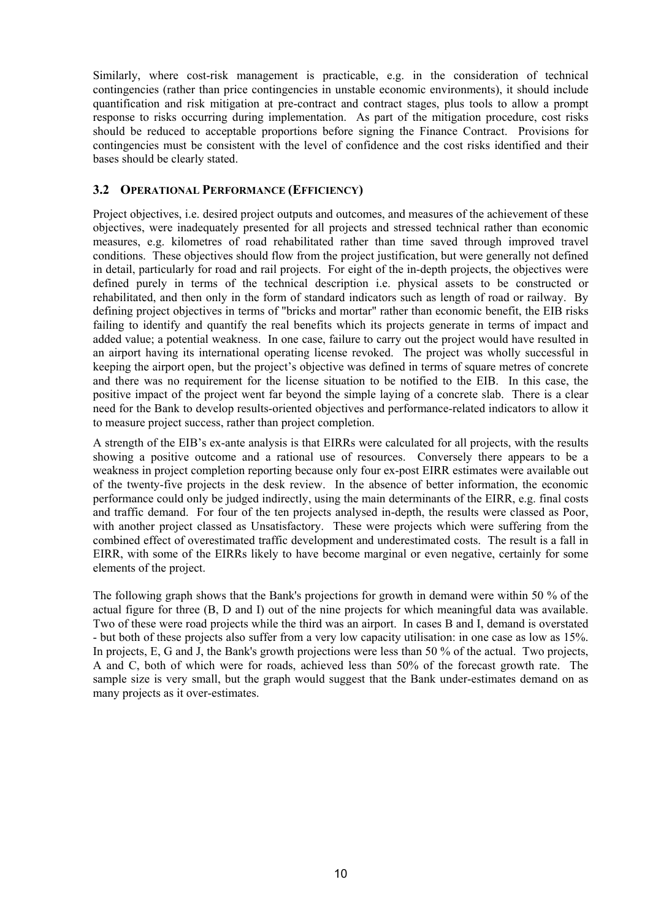Similarly, where cost-risk management is practicable, e.g. in the consideration of technical contingencies (rather than price contingencies in unstable economic environments), it should include quantification and risk mitigation at pre-contract and contract stages, plus tools to allow a prompt response to risks occurring during implementation. As part of the mitigation procedure, cost risks should be reduced to acceptable proportions before signing the Finance Contract. Provisions for contingencies must be consistent with the level of confidence and the cost risks identified and their bases should be clearly stated.

### 3.2 Operational Performance (Efficiency)

Project objectives, i.e. desired project outputs and outcomes, and measures of the achievement of these objectives, were inadequately presented for all projects and stressed technical rather than economic measures, e.g. kilometres of road rehabilitated rather than time saved through improved travel conditions. These objectives should flow from the project justification, but were generally not defined in detail, particularly for road and rail projects. For eight of the in-depth projects, the objectives were defined purely in terms of the technical description i.e. physical assets to be constructed or rehabilitated, and then only in the form of standard indicators such as length of road or railway. By defining project objectives in terms of "bricks and mortar" rather than economic benefit, the EIB risks failing to identify and quantify the real benefits which its projects generate in terms of impact and added value; a potential weakness. In one case, failure to carry out the project would have resulted in an airport having its international operating license revoked. The project was wholly successful in keeping the airport open, but the project's objective was defined in terms of square metres of concrete and there was no requirement for the license situation to be notified to the EIB. In this case, the positive impact of the project went far beyond the simple laying of a concrete slab. There is a clear need for the Bank to develop results-oriented objectives and performance-related indicators to allow it to measure project success, rather than project completion.

A strength of the EIB's ex-ante analysis is that EIRRs were calculated for all projects, with the results showing a positive outcome and a rational use of resources. Conversely there appears to be a weakness in project completion reporting because only four ex-post EIRR estimates were available out of the twenty-five projects in the desk review. In the absence of better information, the economic performance could only be judged indirectly, using the main determinants of the EIRR, e.g. final costs and traffic demand. For four of the ten projects analysed in-depth, the results were classed as Poor, with another project classed as Unsatisfactory. These were projects which were suffering from the combined effect of overestimated traffic development and underestimated costs. The result is a fall in EIRR, with some of the EIRRs likely to have become marginal or even negative, certainly for some elements of the project.

The following graph shows that the Bank's projections for growth in demand were within 50 % of the actual figure for three (B, D and I) out of the nine projects for which meaningful data was available. Two of these were road projects while the third was an airport. In cases B and I, demand is overstated - but both of these projects also suffer from a very low capacity utilisation: in one case as low as 15%. In projects, E, G and J, the Bank's growth projections were less than 50 % of the actual. Two projects, A and C, both of which were for roads, achieved less than 50% of the forecast growth rate. The sample size is very small, but the graph would suggest that the Bank under-estimates demand on as many projects as it over-estimates.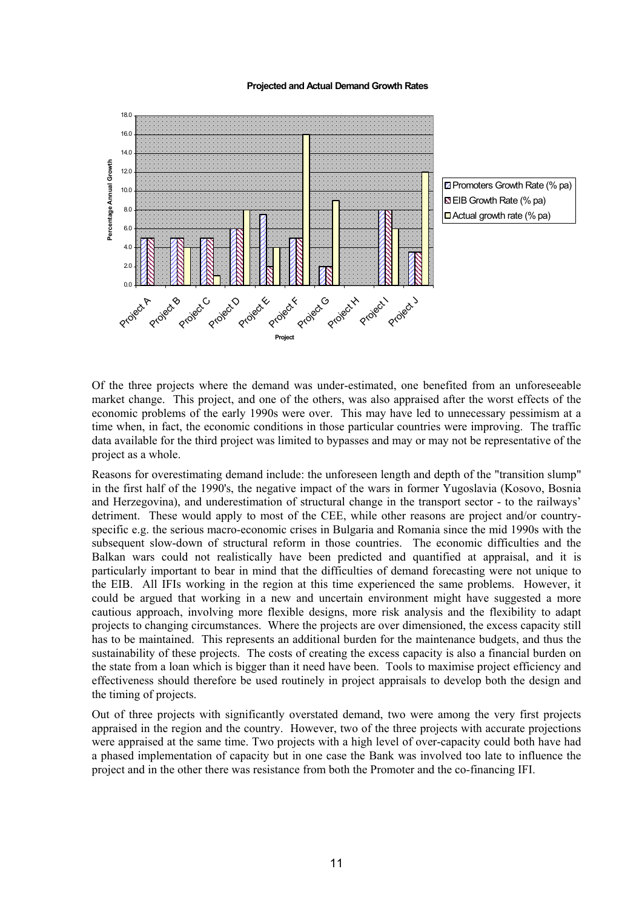**Projected and Actual Demand Growth Rates**

Of the three projects where the demand was under-estimated, one benefited from an unforeseeable market change. This project, and one of the others, was also appraised after the worst effects of the economic problems of the early 1990s were over. This may have led to unnecessary pessimism at a time when, in fact, the economic conditions in those particular countries were improving. The traffic data available for the third project was limited to bypasses and may or may not be representative of the project as a whole.

Reasons for overestimating demand include: the unforeseen length and depth of the "transition slump" in the first half of the 1990's, the negative impact of the wars in former Yugoslavia (Kosovo, Bosnia and Herzegovina), and underestimation of structural change in the transport sector - to the railways' detriment. These would apply to most of the CEE, while other reasons are project and/or country-specific e.g. the serious macro-economic crises in Bulgaria and Romania since the mid 1990s with the subsequent slow-down of structural reform in those countries. The economic difficulties and the Balkan wars could not realistically have been predicted and quantified at appraisal, and it is particularly important to bear in mind that the difficulties of demand forecasting were not unique to the EIB. All IFIs working in the region at this time experienced the same problems. However, it could be argued that working in a new and uncertain environment might have suggested a more cautious approach, involving more flexible designs, more risk analysis and the flexibility to adapt projects to changing circumstances. Where the projects are over dimensioned, the excess capacity still has to be maintained. This represents an additional burden for the maintenance budgets, and thus the sustainability of these projects. The costs of creating the excess capacity is also a financial burden on the state from a loan which is bigger than it need have been. Tools to maximise project efficiency and effectiveness should therefore be used routinely in project appraisals to develop both the design and the timing of projects.

Out of three projects with significantly overstated demand, two were among the very first projects appraised in the region and the country. However, two of the three projects with accurate projections were appraised at the same time. Two projects with a high level of over-capacity could both have had a phased implementation of capacity but in one case the Bank was involved too late to influence the project and in the other there was resistance from both the Promoter and the co-financing IFI.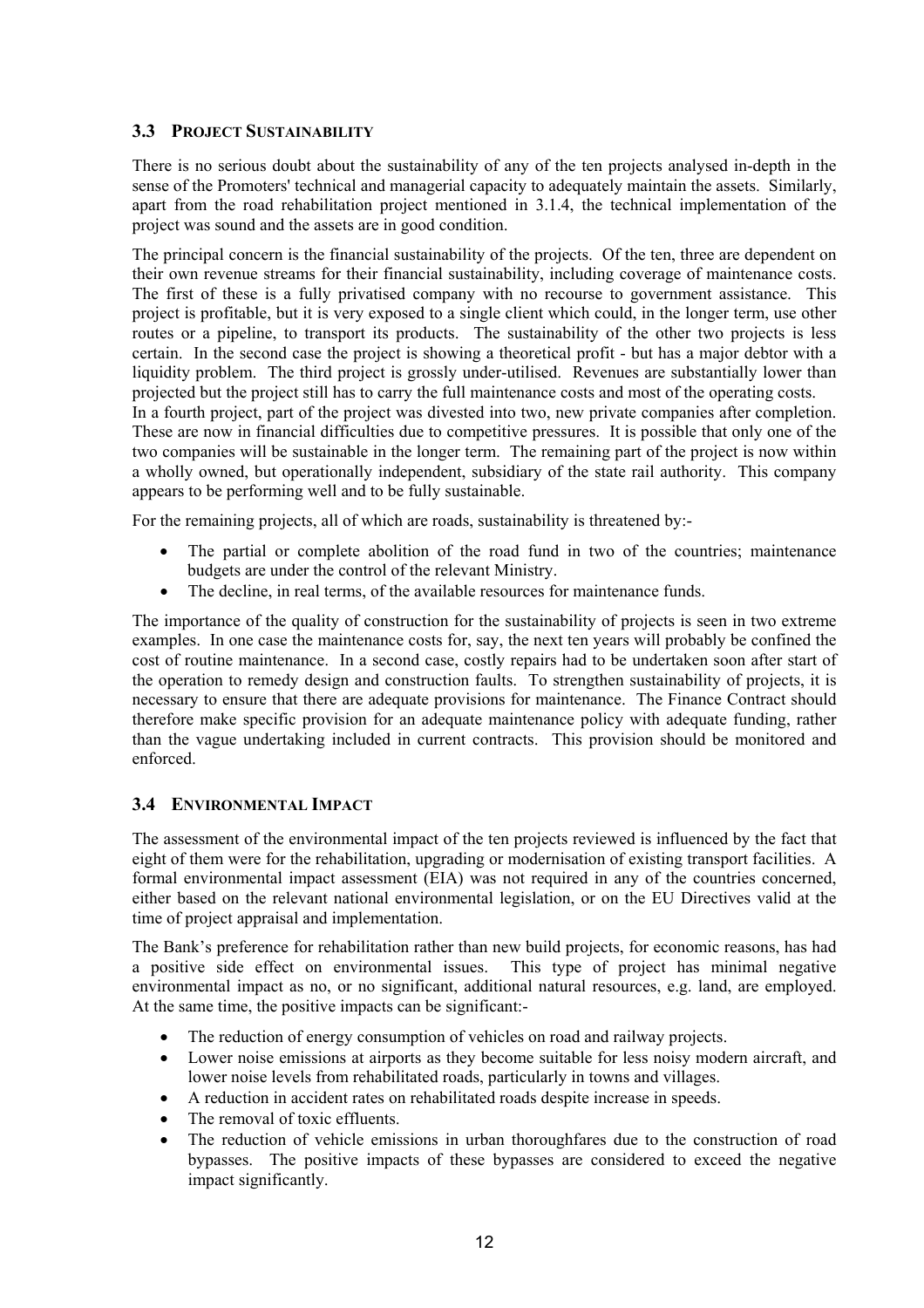### 3.3 Project Sustainability

There is no serious doubt about the sustainability of any of the ten projects analysed in-depth in the sense of the Promoters' technical and managerial capacity to adequately maintain the assets. Similarly, apart from the road rehabilitation project mentioned in 3.1.4, the technical implementation of the project was sound and the assets are in good condition.

The principal concern is the financial sustainability of the projects. Of the ten, three are dependent on their own revenue streams for their financial sustainability, including coverage of maintenance costs. The first of these is a fully privatised company with no recourse to government assistance. This project is profitable, but it is very exposed to a single client which could, in the longer term, use other routes or a pipeline, to transport its products. The sustainability of the other two projects is less certain. In the second case the project is showing a theoretical profit - but has a major debtor with a liquidity problem. The third project is grossly under-utilised. Revenues are substantially lower than projected but the project still has to carry the full maintenance costs and most of the operating costs.
In a fourth project, part of the project was divested into two, new private companies after completion. These are now in financial difficulties due to competitive pressures. It is possible that only one of the two companies will be sustainable in the longer term. The remaining part of the project is now within a wholly owned, but operationally independent, subsidiary of the state rail authority. This company appears to be performing well and to be fully sustainable.

For the remaining projects, all of which are roads, sustainability is threatened by:-

- The partial or complete abolition of the road fund in two of the countries; maintenance budgets are under the control of the relevant Ministry.
- The decline, in real terms, of the available resources for maintenance funds.

The importance of the quality of construction for the sustainability of projects is seen in two extreme examples. In one case the maintenance costs for, say, the next ten years will probably be confined the cost of routine maintenance. In a second case, costly repairs had to be undertaken soon after start of the operation to remedy design and construction faults. To strengthen sustainability of projects, it is necessary to ensure that there are adequate provisions for maintenance. The Finance Contract should therefore make specific provision for an adequate maintenance policy with adequate funding, rather than the vague undertaking included in current contracts. This provision should be monitored and enforced.

### 3.4 Environmental Impact

The assessment of the environmental impact of the ten projects reviewed is influenced by the fact that eight of them were for the rehabilitation, upgrading or modernisation of existing transport facilities. A formal environmental impact assessment (EIA) was not required in any of the countries concerned, either based on the relevant national environmental legislation, or on the EU Directives valid at the time of project appraisal and implementation.

The Bank's preference for rehabilitation rather than new build projects, for economic reasons, has had a positive side effect on environmental issues. This type of project has minimal negative environmental impact as no, or no significant, additional natural resources, e.g. land, are employed. At the same time, the positive impacts can be significant:-

- The reduction of energy consumption of vehicles on road and railway projects.
- Lower noise emissions at airports as they become suitable for less noisy modern aircraft, and lower noise levels from rehabilitated roads, particularly in towns and villages.
- A reduction in accident rates on rehabilitated roads despite increase in speeds.
- The removal of toxic effluents.
- The reduction of vehicle emissions in urban thoroughfares due to the construction of road bypasses. The positive impacts of these bypasses are considered to exceed the negative impact significantly.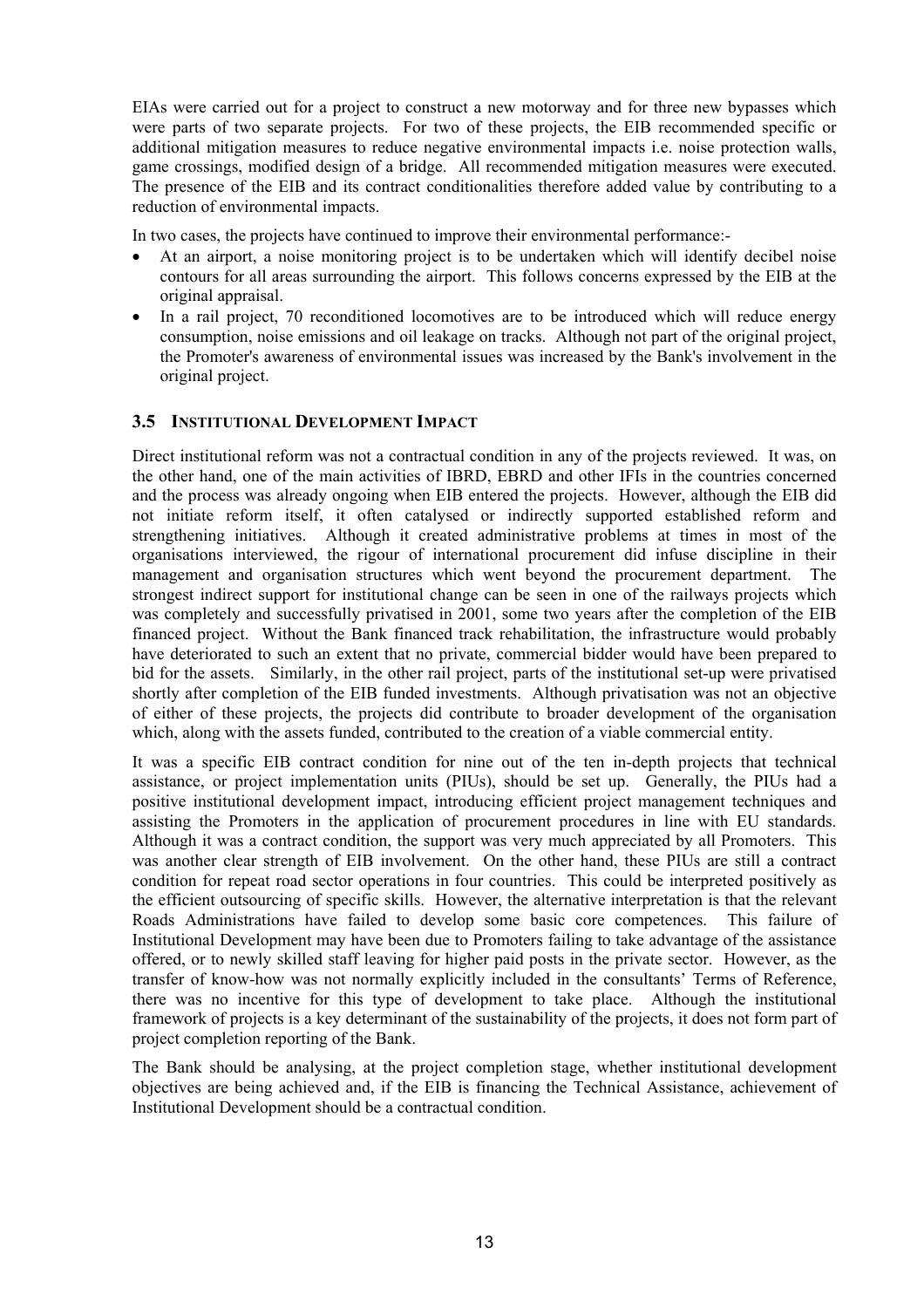EIAs were carried out for a project to construct a new motorway and for three new bypasses which were parts of two separate projects. For two of these projects, the EIB recommended specific or additional mitigation measures to reduce negative environmental impacts i.e. noise protection walls, game crossings, modified design of a bridge. All recommended mitigation measures were executed. The presence of the EIB and its contract conditionalities therefore added value by contributing to a reduction of environmental impacts.

In two cases, the projects have continued to improve their environmental performance:-

- At an airport, a noise monitoring project is to be undertaken which will identify decibel noise contours for all areas surrounding the airport. This follows concerns expressed by the EIB at the original appraisal.
- In a rail project, 70 reconditioned locomotives are to be introduced which will reduce energy consumption, noise emissions and oil leakage on tracks. Although not part of the original project, the Promoter's awareness of environmental issues was increased by the Bank's involvement in the original project.

### 3.5 INSTITUTIONAL DEVELOPMENT IMPACT

Direct institutional reform was not a contractual condition in any of the projects reviewed. It was, on the other hand, one of the main activities of IBRD, EBRD and other IFIs in the countries concerned and the process was already ongoing when EIB entered the projects. However, although the EIB did not initiate reform itself, it often catalysed or indirectly supported established reform and strengthening initiatives. Although it created administrative problems at times in most of the organisations interviewed, the rigour of international procurement did infuse discipline in their management and organisation structures which went beyond the procurement department. The strongest indirect support for institutional change can be seen in one of the railways projects which was completely and successfully privatised in 2001, some two years after the completion of the EIB financed project. Without the Bank financed track rehabilitation, the infrastructure would probably have deteriorated to such an extent that no private, commercial bidder would have been prepared to bid for the assets. Similarly, in the other rail project, parts of the institutional set-up were privatised shortly after completion of the EIB funded investments. Although privatisation was not an objective of either of these projects, the projects did contribute to broader development of the organisation which, along with the assets funded, contributed to the creation of a viable commercial entity.

It was a specific EIB contract condition for nine out of the ten in-depth projects that technical assistance, or project implementation units (PIUs), should be set up. Generally, the PIUs had a positive institutional development impact, introducing efficient project management techniques and assisting the Promoters in the application of procurement procedures in line with EU standards. Although it was a contract condition, the support was very much appreciated by all Promoters. This was another clear strength of EIB involvement. On the other hand, these PIUs are still a contract condition for repeat road sector operations in four countries. This could be interpreted positively as the efficient outsourcing of specific skills. However, the alternative interpretation is that the relevant Roads Administrations have failed to develop some basic core competences. This failure of Institutional Development may have been due to Promoters failing to take advantage of the assistance offered, or to newly skilled staff leaving for higher paid posts in the private sector. However, as the transfer of know-how was not normally explicitly included in the consultants' Terms of Reference, there was no incentive for this type of development to take place. Although the institutional framework of projects is a key determinant of the sustainability of the projects, it does not form part of project completion reporting of the Bank.

The Bank should be analysing, at the project completion stage, whether institutional development objectives are being achieved and, if the EIB is financing the Technical Assistance, achievement of Institutional Development should be a contractual condition.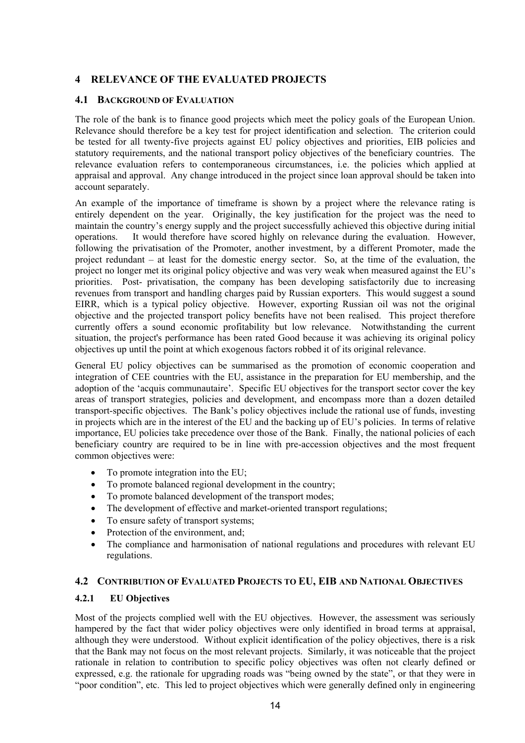# 4 RELEVANCE OF THE EVALUATED PROJECTS

## 4.1 BACKGROUND OF EVALUATION

The role of the bank is to finance good projects which meet the policy goals of the European Union. Relevance should therefore be a key test for project identification and selection. The criterion could be tested for all twenty-five projects against EU policy objectives and priorities, EIB policies and statutory requirements, and the national transport policy objectives of the beneficiary countries. The relevance evaluation refers to contemporaneous circumstances, i.e. the policies which applied at appraisal and approval. Any change introduced in the project since loan approval should be taken into account separately.

An example of the importance of timeframe is shown by a project where the relevance rating is entirely dependent on the year. Originally, the key justification for the project was the need to maintain the country's energy supply and the project successfully achieved this objective during initial operations. It would therefore have scored highly on relevance during the evaluation. However, following the privatisation of the Promoter, another investment, by a different Promoter, made the project redundant – at least for the domestic energy sector. So, at the time of the evaluation, the project no longer met its original policy objective and was very weak when measured against the EU's priorities. Post- privatisation, the company has been developing satisfactorily due to increasing revenues from transport and handling charges paid by Russian exporters. This would suggest a sound EIRR, which is a typical policy objective. However, exporting Russian oil was not the original objective and the projected transport policy benefits have not been realised. This project therefore currently offers a sound economic profitability but low relevance. Notwithstanding the current situation, the project's performance has been rated Good because it was achieving its original policy objectives up until the point at which exogenous factors robbed it of its original relevance.

General EU policy objectives can be summarised as the promotion of economic cooperation and integration of CEE countries with the EU, assistance in the preparation for EU membership, and the adoption of the 'acquis communautaire'. Specific EU objectives for the transport sector cover the key areas of transport strategies, policies and development, and encompass more than a dozen detailed transport-specific objectives. The Bank's policy objectives include the rational use of funds, investing in projects which are in the interest of the EU and the backing up of EU's policies. In terms of relative importance, EU policies take precedence over those of the Bank. Finally, the national policies of each beneficiary country are required to be in line with pre-accession objectives and the most frequent common objectives were:

- To promote integration into the EU;
- To promote balanced regional development in the country;
- To promote balanced development of the transport modes;
- The development of effective and market-oriented transport regulations;
- To ensure safety of transport systems;
- Protection of the environment, and;
- The compliance and harmonisation of national regulations and procedures with relevant EU regulations.

## 4.2 CONTRIBUTION OF EVALUATED PROJECTS TO EU, EIB AND NATIONAL OBJECTIVES

### 4.2.1 EU Objectives

Most of the projects complied well with the EU objectives. However, the assessment was seriously hampered by the fact that wider policy objectives were only identified in broad terms at appraisal, although they were understood. Without explicit identification of the policy objectives, there is a risk that the Bank may not focus on the most relevant projects. Similarly, it was noticeable that the project rationale in relation to contribution to specific policy objectives was often not clearly defined or expressed, e.g. the rationale for upgrading roads was "being owned by the state", or that they were in "poor condition", etc. This led to project objectives which were generally defined only in engineering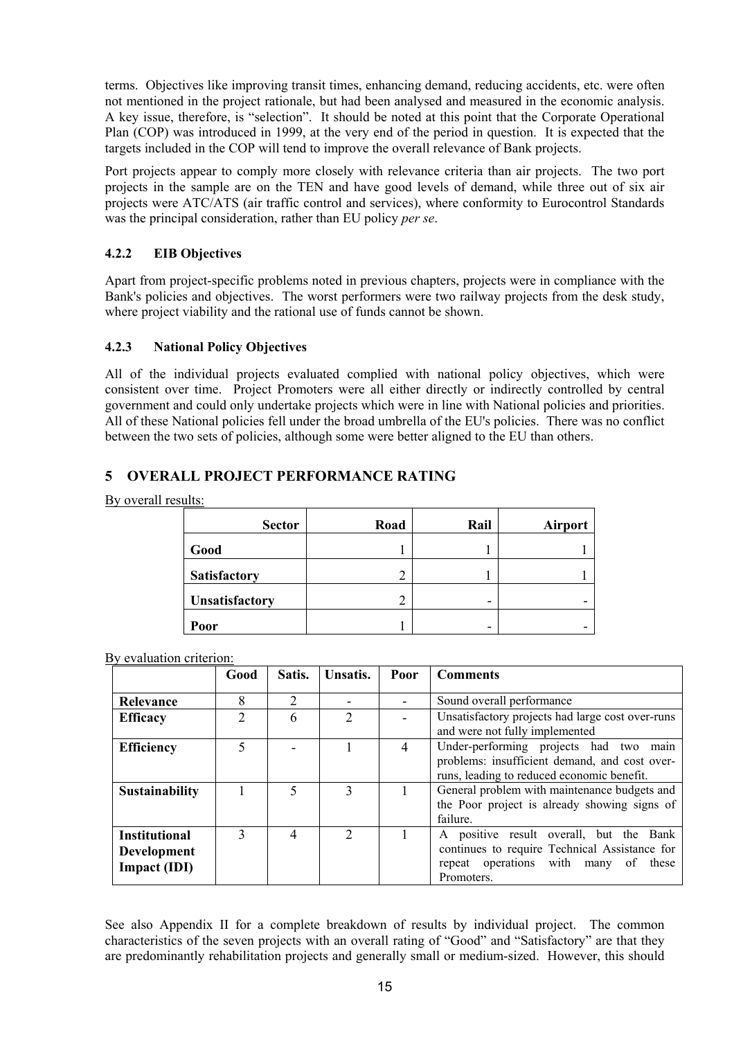terms. Objectives like improving transit times, enhancing demand, reducing accidents, etc. were often not mentioned in the project rationale, but had been analysed and measured in the economic analysis. A key issue, therefore, is "selection". It should be noted at this point that the Corporate Operational Plan (COP) was introduced in 1999, at the very end of the period in question. It is expected that the targets included in the COP will tend to improve the overall relevance of Bank projects.

Port projects appear to comply more closely with relevance criteria than air projects. The two port projects in the sample are on the TEN and have good levels of demand, while three out of six air projects were ATC/ATS (air traffic control and services), where conformity to Eurocontrol Standards was the principal consideration, rather than EU policy *per se*.

### 4.2.2 EIB Objectives

Apart from project-specific problems noted in previous chapters, projects were in compliance with the Bank's policies and objectives. The worst performers were two railway projects from the desk study, where project viability and the rational use of funds cannot be shown.

### 4.2.3 National Policy Objectives

All of the individual projects evaluated complied with national policy objectives, which were consistent over time. Project Promoters were all either directly or indirectly controlled by central government and could only undertake projects which were in line with National policies and priorities. All of these National policies fell under the broad umbrella of the EU's policies. There was no conflict between the two sets of policies, although some were better aligned to the EU than others.

## 5 OVERALL PROJECT PERFORMANCE RATING

By overall results:

| Sector | Road | Rail | Airport |
|---|---|---|---|
| **Good** | 1 | 1 | 1 |
| **Satisfactory** | 2 | 1 | 1 |
| **Unsatisfactory** | 2 | - | - |
| **Poor** | 1 | - | - |

By evaluation criterion:

| | Good | Satis. | Unsatis. | Poor | Comments |
|---|---|---|---|---|---|
| **Relevance** | 8 | 2 | - | - | Sound overall performance |
| **Efficacy** | 2 | 6 | 2 | - | Unsatisfactory projects had large cost over-runs and were not fully implemented |
| **Efficiency** | 5 | - | 1 | 4 | Under-performing projects had two main problems: insufficient demand, and cost over-runs, leading to reduced economic benefit. |
| **Sustainability** | 1 | 5 | 3 | 1 | General problem with maintenance budgets and the Poor project is already showing signs of failure. |
| **Institutional Development Impact (IDI)** | 3 | 4 | 2 | 1 | A positive result overall, but the Bank continues to require Technical Assistance for repeat operations with many of these Promoters. |

See also Appendix II for a complete breakdown of results by individual project. The common characteristics of the seven projects with an overall rating of "Good" and "Satisfactory" are that they are predominantly rehabilitation projects and generally small or medium-sized. However, this should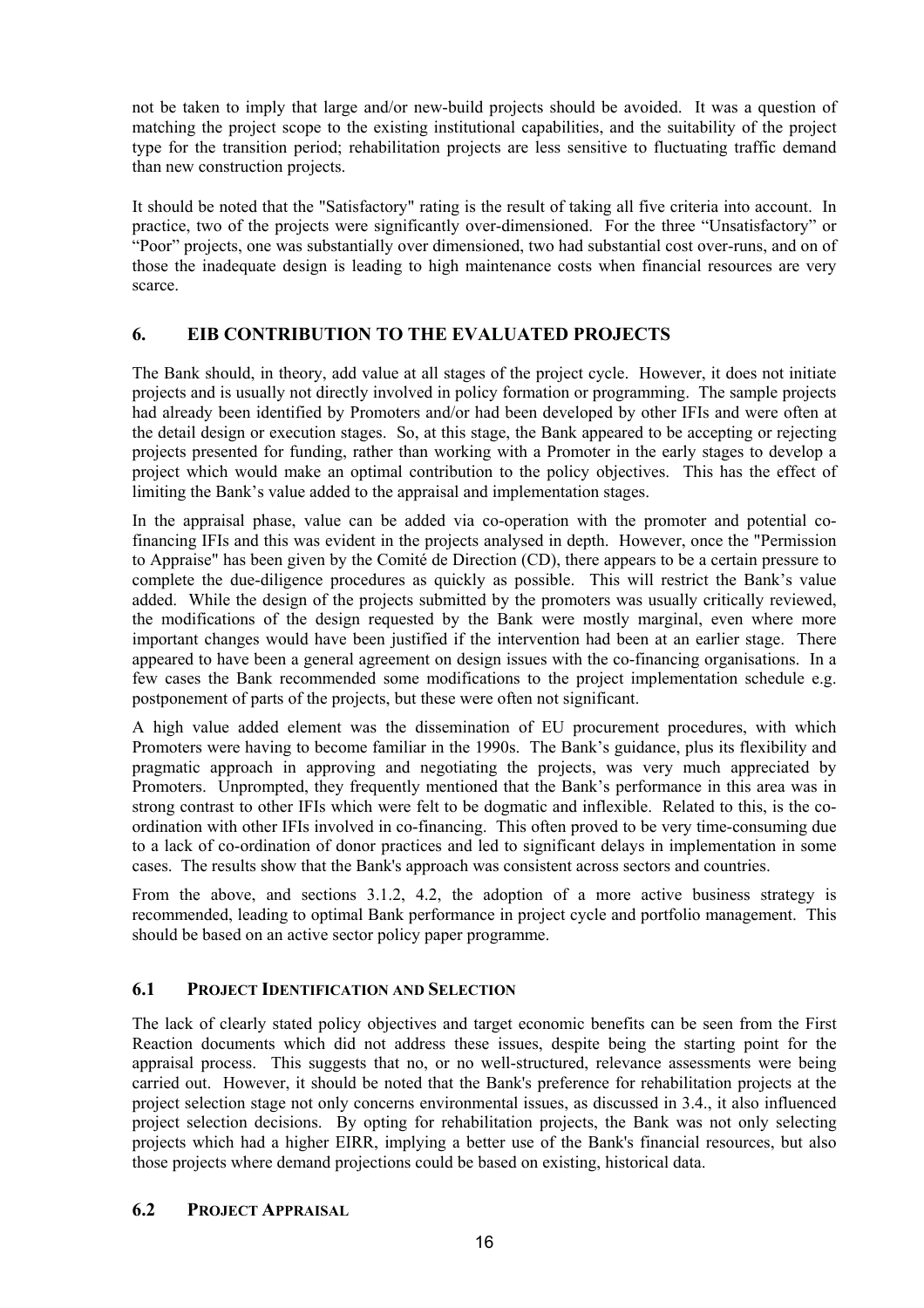not be taken to imply that large and/or new-build projects should be avoided. It was a question of matching the project scope to the existing institutional capabilities, and the suitability of the project type for the transition period; rehabilitation projects are less sensitive to fluctuating traffic demand than new construction projects.

It should be noted that the "Satisfactory" rating is the result of taking all five criteria into account. In practice, two of the projects were significantly over-dimensioned. For the three "Unsatisfactory" or "Poor" projects, one was substantially over dimensioned, two had substantial cost over-runs, and on of those the inadequate design is leading to high maintenance costs when financial resources are very scarce.

## 6. EIB CONTRIBUTION TO THE EVALUATED PROJECTS

The Bank should, in theory, add value at all stages of the project cycle. However, it does not initiate projects and is usually not directly involved in policy formation or programming. The sample projects had already been identified by Promoters and/or had been developed by other IFIs and were often at the detail design or execution stages. So, at this stage, the Bank appeared to be accepting or rejecting projects presented for funding, rather than working with a Promoter in the early stages to develop a project which would make an optimal contribution to the policy objectives. This has the effect of limiting the Bank's value added to the appraisal and implementation stages.

In the appraisal phase, value can be added via co-operation with the promoter and potential co-financing IFIs and this was evident in the projects analysed in depth. However, once the "Permission to Appraise" has been given by the Comité de Direction (CD), there appears to be a certain pressure to complete the due-diligence procedures as quickly as possible. This will restrict the Bank's value added. While the design of the projects submitted by the promoters was usually critically reviewed, the modifications of the design requested by the Bank were mostly marginal, even where more important changes would have been justified if the intervention had been at an earlier stage. There appeared to have been a general agreement on design issues with the co-financing organisations. In a few cases the Bank recommended some modifications to the project implementation schedule e.g. postponement of parts of the projects, but these were often not significant.

A high value added element was the dissemination of EU procurement procedures, with which Promoters were having to become familiar in the 1990s. The Bank's guidance, plus its flexibility and pragmatic approach in approving and negotiating the projects, was very much appreciated by Promoters. Unprompted, they frequently mentioned that the Bank's performance in this area was in strong contrast to other IFIs which were felt to be dogmatic and inflexible. Related to this, is the co-ordination with other IFIs involved in co-financing. This often proved to be very time-consuming due to a lack of co-ordination of donor practices and led to significant delays in implementation in some cases. The results show that the Bank's approach was consistent across sectors and countries.

From the above, and sections 3.1.2, 4.2, the adoption of a more active business strategy is recommended, leading to optimal Bank performance in project cycle and portfolio management. This should be based on an active sector policy paper programme.

### 6.1 PROJECT IDENTIFICATION AND SELECTION

The lack of clearly stated policy objectives and target economic benefits can be seen from the First Reaction documents which did not address these issues, despite being the starting point for the appraisal process. This suggests that no, or no well-structured, relevance assessments were being carried out. However, it should be noted that the Bank's preference for rehabilitation projects at the project selection stage not only concerns environmental issues, as discussed in 3.4., it also influenced project selection decisions. By opting for rehabilitation projects, the Bank was not only selecting projects which had a higher EIRR, implying a better use of the Bank's financial resources, but also those projects where demand projections could be based on existing, historical data.

### 6.2 PROJECT APPRAISAL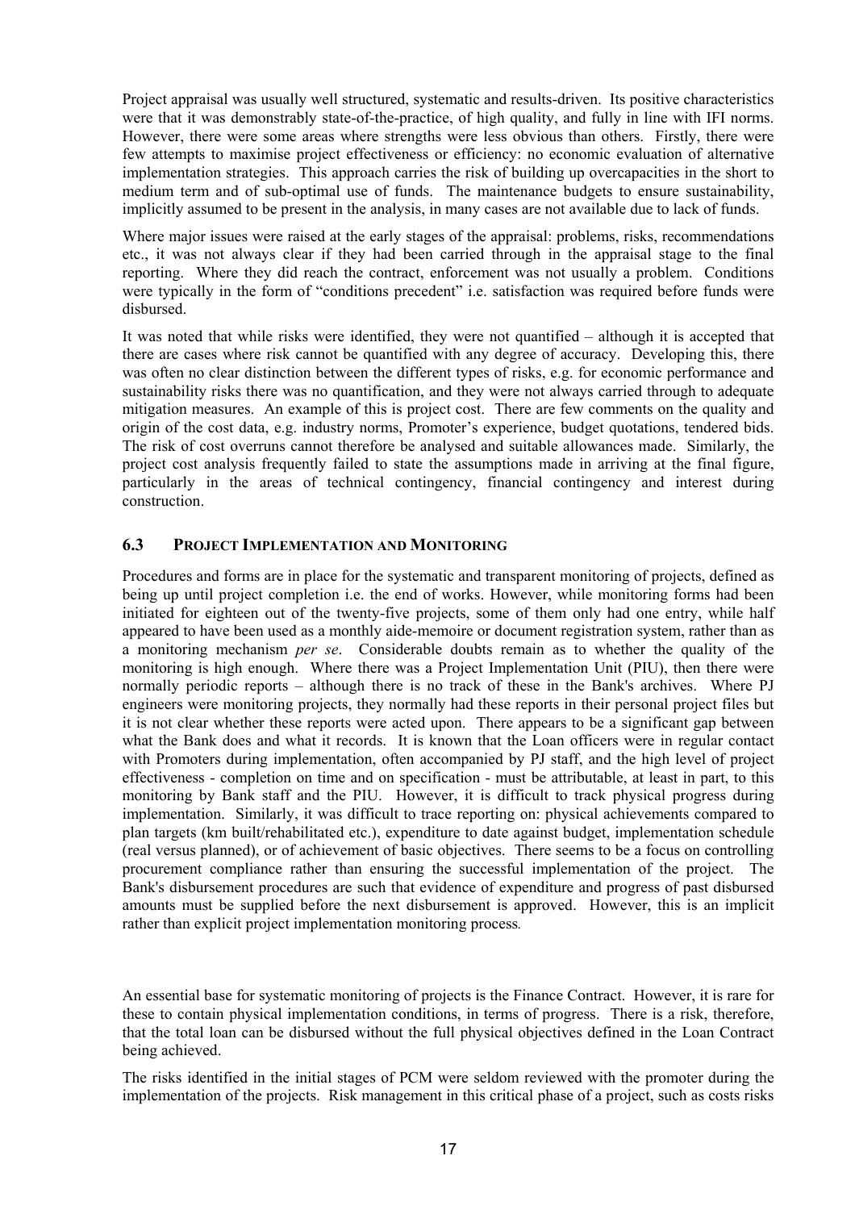Project appraisal was usually well structured, systematic and results-driven. Its positive characteristics were that it was demonstrably state-of-the-practice, of high quality, and fully in line with IFI norms. However, there were some areas where strengths were less obvious than others. Firstly, there were few attempts to maximise project effectiveness or efficiency: no economic evaluation of alternative implementation strategies. This approach carries the risk of building up overcapacities in the short to medium term and of sub-optimal use of funds. The maintenance budgets to ensure sustainability, implicitly assumed to be present in the analysis, in many cases are not available due to lack of funds.

Where major issues were raised at the early stages of the appraisal: problems, risks, recommendations etc., it was not always clear if they had been carried through in the appraisal stage to the final reporting. Where they did reach the contract, enforcement was not usually a problem. Conditions were typically in the form of "conditions precedent" i.e. satisfaction was required before funds were disbursed.

It was noted that while risks were identified, they were not quantified – although it is accepted that there are cases where risk cannot be quantified with any degree of accuracy. Developing this, there was often no clear distinction between the different types of risks, e.g. for economic performance and sustainability risks there was no quantification, and they were not always carried through to adequate mitigation measures. An example of this is project cost. There are few comments on the quality and origin of the cost data, e.g. industry norms, Promoter's experience, budget quotations, tendered bids. The risk of cost overruns cannot therefore be analysed and suitable allowances made. Similarly, the project cost analysis frequently failed to state the assumptions made in arriving at the final figure, particularly in the areas of technical contingency, financial contingency and interest during construction.

### 6.3 PROJECT IMPLEMENTATION AND MONITORING

Procedures and forms are in place for the systematic and transparent monitoring of projects, defined as being up until project completion i.e. the end of works. However, while monitoring forms had been initiated for eighteen out of the twenty-five projects, some of them only had one entry, while half appeared to have been used as a monthly aide-memoire or document registration system, rather than as a monitoring mechanism *per se*. Considerable doubts remain as to whether the quality of the monitoring is high enough. Where there was a Project Implementation Unit (PIU), then there were normally periodic reports – although there is no track of these in the Bank's archives. Where PJ engineers were monitoring projects, they normally had these reports in their personal project files but it is not clear whether these reports were acted upon. There appears to be a significant gap between what the Bank does and what it records. It is known that the Loan officers were in regular contact with Promoters during implementation, often accompanied by PJ staff, and the high level of project effectiveness - completion on time and on specification - must be attributable, at least in part, to this monitoring by Bank staff and the PIU. However, it is difficult to track physical progress during implementation. Similarly, it was difficult to trace reporting on: physical achievements compared to plan targets (km built/rehabilitated etc.), expenditure to date against budget, implementation schedule (real versus planned), or of achievement of basic objectives. There seems to be a focus on controlling procurement compliance rather than ensuring the successful implementation of the project. The Bank's disbursement procedures are such that evidence of expenditure and progress of past disbursed amounts must be supplied before the next disbursement is approved. However, this is an implicit rather than explicit project implementation monitoring process.

An essential base for systematic monitoring of projects is the Finance Contract. However, it is rare for these to contain physical implementation conditions, in terms of progress. There is a risk, therefore, that the total loan can be disbursed without the full physical objectives defined in the Loan Contract being achieved.

The risks identified in the initial stages of PCM were seldom reviewed with the promoter during the implementation of the projects. Risk management in this critical phase of a project, such as costs risks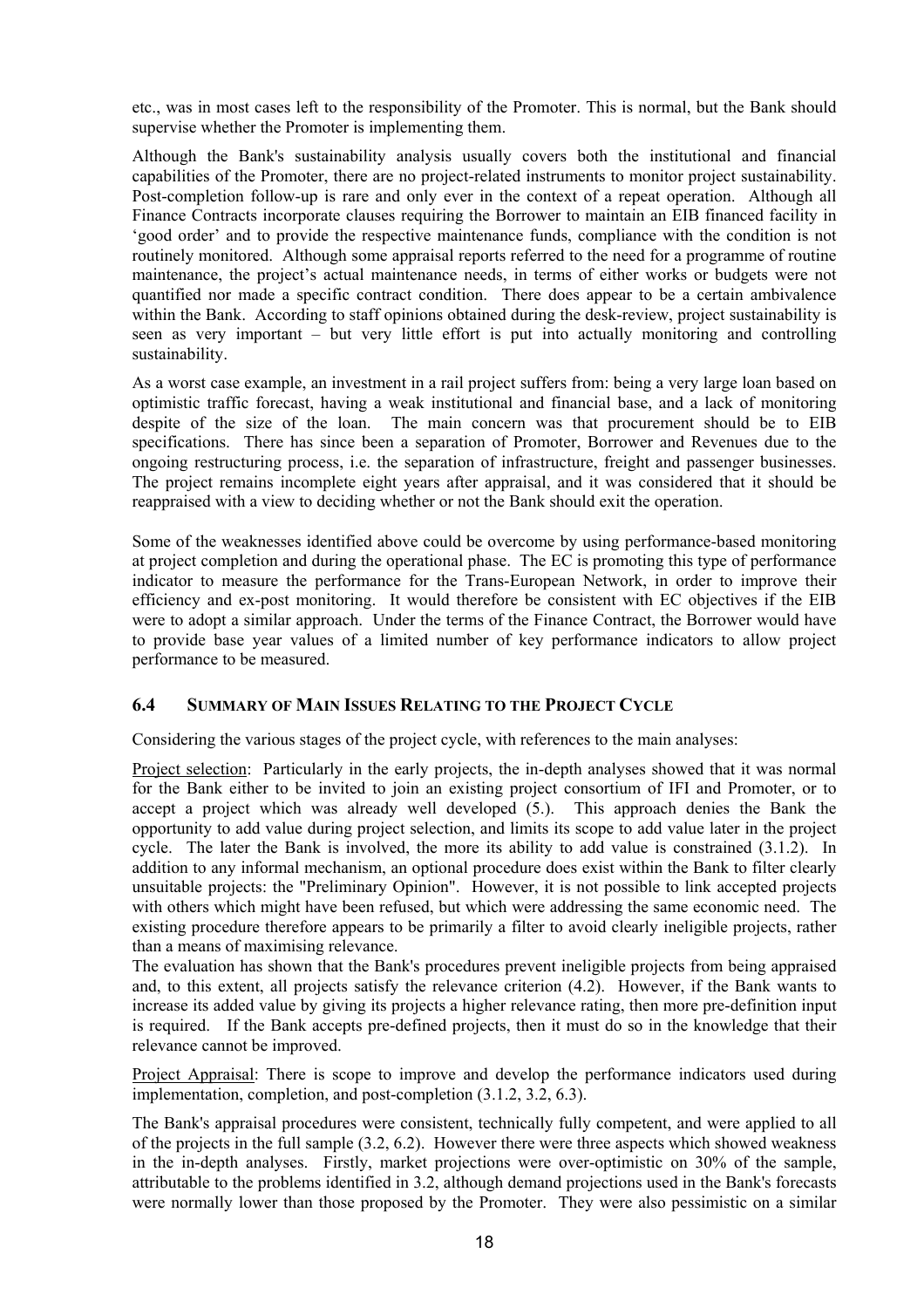etc., was in most cases left to the responsibility of the Promoter. This is normal, but the Bank should supervise whether the Promoter is implementing them.

Although the Bank's sustainability analysis usually covers both the institutional and financial capabilities of the Promoter, there are no project-related instruments to monitor project sustainability. Post-completion follow-up is rare and only ever in the context of a repeat operation. Although all Finance Contracts incorporate clauses requiring the Borrower to maintain an EIB financed facility in 'good order' and to provide the respective maintenance funds, compliance with the condition is not routinely monitored. Although some appraisal reports referred to the need for a programme of routine maintenance, the project's actual maintenance needs, in terms of either works or budgets were not quantified nor made a specific contract condition. There does appear to be a certain ambivalence within the Bank. According to staff opinions obtained during the desk-review, project sustainability is seen as very important – but very little effort is put into actually monitoring and controlling sustainability.

As a worst case example, an investment in a rail project suffers from: being a very large loan based on optimistic traffic forecast, having a weak institutional and financial base, and a lack of monitoring despite of the size of the loan. The main concern was that procurement should be to EIB specifications. There has since been a separation of Promoter, Borrower and Revenues due to the ongoing restructuring process, i.e. the separation of infrastructure, freight and passenger businesses. The project remains incomplete eight years after appraisal, and it was considered that it should be reappraised with a view to deciding whether or not the Bank should exit the operation.

Some of the weaknesses identified above could be overcome by using performance-based monitoring at project completion and during the operational phase. The EC is promoting this type of performance indicator to measure the performance for the Trans-European Network, in order to improve their efficiency and ex-post monitoring. It would therefore be consistent with EC objectives if the EIB were to adopt a similar approach. Under the terms of the Finance Contract, the Borrower would have to provide base year values of a limited number of key performance indicators to allow project performance to be measured.

### 6.4 SUMMARY OF MAIN ISSUES RELATING TO THE PROJECT CYCLE

Considering the various stages of the project cycle, with references to the main analyses:

Project selection: Particularly in the early projects, the in-depth analyses showed that it was normal for the Bank either to be invited to join an existing project consortium of IFI and Promoter, or to accept a project which was already well developed (5.). This approach denies the Bank the opportunity to add value during project selection, and limits its scope to add value later in the project cycle. The later the Bank is involved, the more its ability to add value is constrained (3.1.2). In addition to any informal mechanism, an optional procedure does exist within the Bank to filter clearly unsuitable projects: the "Preliminary Opinion". However, it is not possible to link accepted projects with others which might have been refused, but which were addressing the same economic need. The existing procedure therefore appears to be primarily a filter to avoid clearly ineligible projects, rather than a means of maximising relevance.
The evaluation has shown that the Bank's procedures prevent ineligible projects from being appraised and, to this extent, all projects satisfy the relevance criterion (4.2). However, if the Bank wants to increase its added value by giving its projects a higher relevance rating, then more pre-definition input is required. If the Bank accepts pre-defined projects, then it must do so in the knowledge that their relevance cannot be improved.

Project Appraisal: There is scope to improve and develop the performance indicators used during implementation, completion, and post-completion (3.1.2, 3.2, 6.3).

The Bank's appraisal procedures were consistent, technically fully competent, and were applied to all of the projects in the full sample (3.2, 6.2). However there were three aspects which showed weakness in the in-depth analyses. Firstly, market projections were over-optimistic on 30% of the sample, attributable to the problems identified in 3.2, although demand projections used in the Bank's forecasts were normally lower than those proposed by the Promoter. They were also pessimistic on a similar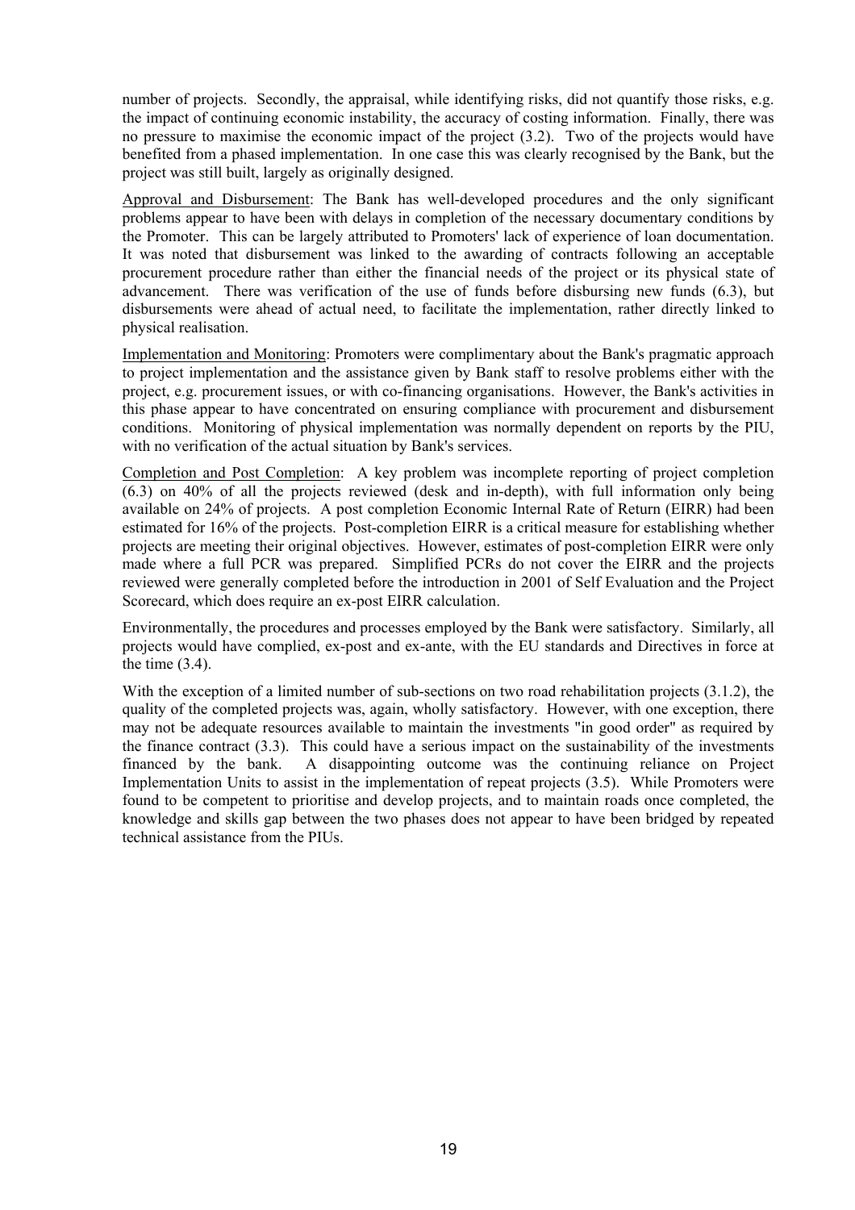number of projects. Secondly, the appraisal, while identifying risks, did not quantify those risks, e.g. the impact of continuing economic instability, the accuracy of costing information. Finally, there was no pressure to maximise the economic impact of the project (3.2). Two of the projects would have benefited from a phased implementation. In one case this was clearly recognised by the Bank, but the project was still built, largely as originally designed.

<u>Approval and Disbursement</u>: The Bank has well-developed procedures and the only significant problems appear to have been with delays in completion of the necessary documentary conditions by the Promoter. This can be largely attributed to Promoters' lack of experience of loan documentation. It was noted that disbursement was linked to the awarding of contracts following an acceptable procurement procedure rather than either the financial needs of the project or its physical state of advancement. There was verification of the use of funds before disbursing new funds (6.3), but disbursements were ahead of actual need, to facilitate the implementation, rather directly linked to physical realisation.

<u>Implementation and Monitoring</u>: Promoters were complimentary about the Bank's pragmatic approach to project implementation and the assistance given by Bank staff to resolve problems either with the project, e.g. procurement issues, or with co-financing organisations. However, the Bank's activities in this phase appear to have concentrated on ensuring compliance with procurement and disbursement conditions. Monitoring of physical implementation was normally dependent on reports by the PIU, with no verification of the actual situation by Bank's services.

<u>Completion and Post Completion</u>: A key problem was incomplete reporting of project completion (6.3) on 40% of all the projects reviewed (desk and in-depth), with full information only being available on 24% of projects. A post completion Economic Internal Rate of Return (EIRR) had been estimated for 16% of the projects. Post-completion EIRR is a critical measure for establishing whether projects are meeting their original objectives. However, estimates of post-completion EIRR were only made where a full PCR was prepared. Simplified PCRs do not cover the EIRR and the projects reviewed were generally completed before the introduction in 2001 of Self Evaluation and the Project Scorecard, which does require an ex-post EIRR calculation.

Environmentally, the procedures and processes employed by the Bank were satisfactory. Similarly, all projects would have complied, ex-post and ex-ante, with the EU standards and Directives in force at the time (3.4).

With the exception of a limited number of sub-sections on two road rehabilitation projects (3.1.2), the quality of the completed projects was, again, wholly satisfactory. However, with one exception, there may not be adequate resources available to maintain the investments "in good order" as required by the finance contract (3.3). This could have a serious impact on the sustainability of the investments financed by the bank. A disappointing outcome was the continuing reliance on Project Implementation Units to assist in the implementation of repeat projects (3.5). While Promoters were found to be competent to prioritise and develop projects, and to maintain roads once completed, the knowledge and skills gap between the two phases does not appear to have been bridged by repeated technical assistance from the PIUs.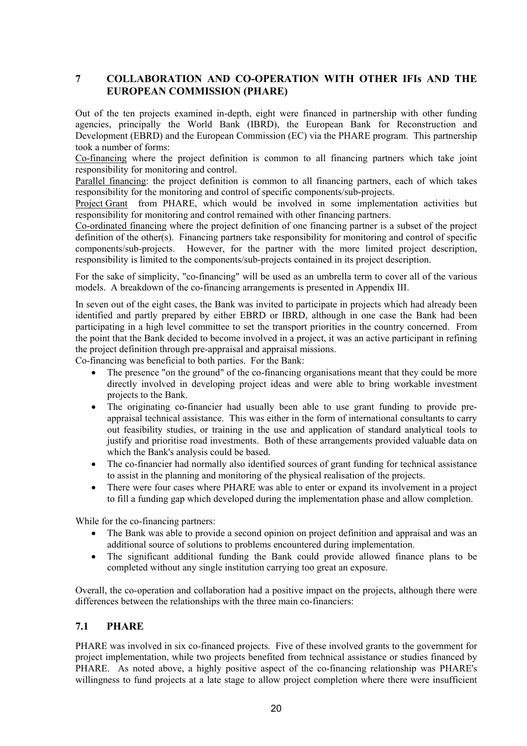## 7 COLLABORATION AND CO-OPERATION WITH OTHER IFIs AND THE EUROPEAN COMMISSION (PHARE)

Out of the ten projects examined in-depth, eight were financed in partnership with other funding agencies, principally the World Bank (IBRD), the European Bank for Reconstruction and Development (EBRD) and the European Commission (EC) via the PHARE program. This partnership took a number of forms:

Co-financing where the project definition is common to all financing partners which take joint responsibility for monitoring and control.

Parallel financing: the project definition is common to all financing partners, each of which takes responsibility for the monitoring and control of specific components/sub-projects.

Project Grant from PHARE, which would be involved in some implementation activities but responsibility for monitoring and control remained with other financing partners.

Co-ordinated financing where the project definition of one financing partner is a subset of the project definition of the other(s). Financing partners take responsibility for monitoring and control of specific components/sub-projects. However, for the partner with the more limited project description, responsibility is limited to the components/sub-projects contained in its project description.

For the sake of simplicity, "co-financing" will be used as an umbrella term to cover all of the various models. A breakdown of the co-financing arrangements is presented in Appendix III.

In seven out of the eight cases, the Bank was invited to participate in projects which had already been identified and partly prepared by either EBRD or IBRD, although in one case the Bank had been participating in a high level committee to set the transport priorities in the country concerned. From the point that the Bank decided to become involved in a project, it was an active participant in refining the project definition through pre-appraisal and appraisal missions.

Co-financing was beneficial to both parties. For the Bank:

- The presence "on the ground" of the co-financing organisations meant that they could be more directly involved in developing project ideas and were able to bring workable investment projects to the Bank.
- The originating co-financier had usually been able to use grant funding to provide pre-appraisal technical assistance. This was either in the form of international consultants to carry out feasibility studies, or training in the use and application of standard analytical tools to justify and prioritise road investments. Both of these arrangements provided valuable data on which the Bank's analysis could be based.
- The co-financier had normally also identified sources of grant funding for technical assistance to assist in the planning and monitoring of the physical realisation of the projects.
- There were four cases where PHARE was able to enter or expand its involvement in a project to fill a funding gap which developed during the implementation phase and allow completion.

While for the co-financing partners:

- The Bank was able to provide a second opinion on project definition and appraisal and was an additional source of solutions to problems encountered during implementation.
- The significant additional funding the Bank could provide allowed finance plans to be completed without any single institution carrying too great an exposure.

Overall, the co-operation and collaboration had a positive impact on the projects, although there were differences between the relationships with the three main co-financiers:

### 7.1 PHARE

PHARE was involved in six co-financed projects. Five of these involved grants to the government for project implementation, while two projects benefited from technical assistance or studies financed by PHARE. As noted above, a highly positive aspect of the co-financing relationship was PHARE's willingness to fund projects at a late stage to allow project completion where there were insufficient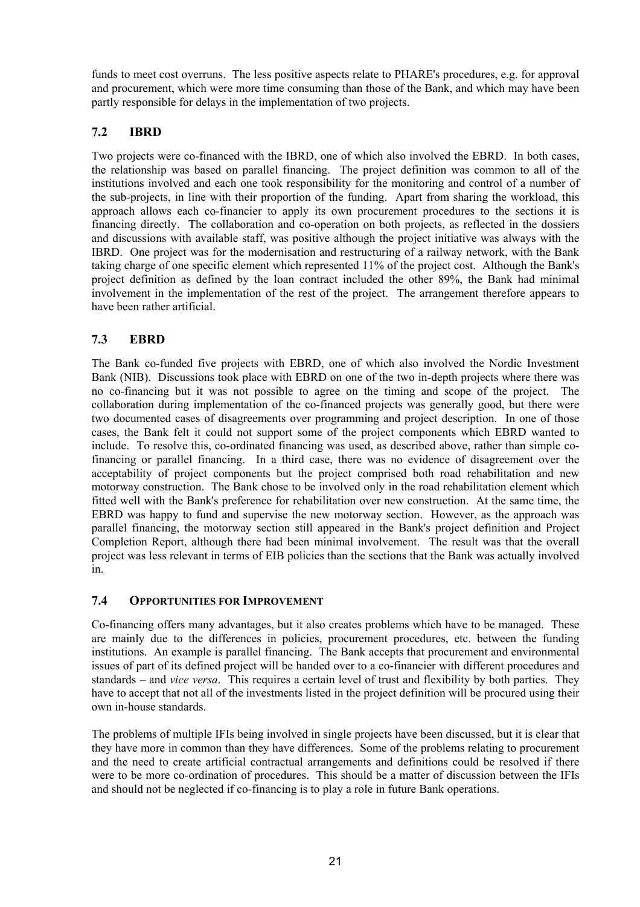funds to meet cost overruns. The less positive aspects relate to PHARE's procedures, e.g. for approval and procurement, which were more time consuming than those of the Bank, and which may have been partly responsible for delays in the implementation of two projects.

## 7.2 IBRD

Two projects were co-financed with the IBRD, one of which also involved the EBRD. In both cases, the relationship was based on parallel financing. The project definition was common to all of the institutions involved and each one took responsibility for the monitoring and control of a number of the sub-projects, in line with their proportion of the funding. Apart from sharing the workload, this approach allows each co-financier to apply its own procurement procedures to the sections it is financing directly. The collaboration and co-operation on both projects, as reflected in the dossiers and discussions with available staff, was positive although the project initiative was always with the IBRD. One project was for the modernisation and restructuring of a railway network, with the Bank taking charge of one specific element which represented 11% of the project cost. Although the Bank's project definition as defined by the loan contract included the other 89%, the Bank had minimal involvement in the implementation of the rest of the project. The arrangement therefore appears to have been rather artificial.

## 7.3 EBRD

The Bank co-funded five projects with EBRD, one of which also involved the Nordic Investment Bank (NIB). Discussions took place with EBRD on one of the two in-depth projects where there was no co-financing but it was not possible to agree on the timing and scope of the project. The collaboration during implementation of the co-financed projects was generally good, but there were two documented cases of disagreements over programming and project description. In one of those cases, the Bank felt it could not support some of the project components which EBRD wanted to include. To resolve this, co-ordinated financing was used, as described above, rather than simple co-financing or parallel financing. In a third case, there was no evidence of disagreement over the acceptability of project components but the project comprised both road rehabilitation and new motorway construction. The Bank chose to be involved only in the road rehabilitation element which fitted well with the Bank's preference for rehabilitation over new construction. At the same time, the EBRD was happy to fund and supervise the new motorway section. However, as the approach was parallel financing, the motorway section still appeared in the Bank's project definition and Project Completion Report, although there had been minimal involvement. The result was that the overall project was less relevant in terms of EIB policies than the sections that the Bank was actually involved in.

## 7.4 OPPORTUNITIES FOR IMPROVEMENT

Co-financing offers many advantages, but it also creates problems which have to be managed. These are mainly due to the differences in policies, procurement procedures, etc. between the funding institutions. An example is parallel financing. The Bank accepts that procurement and environmental issues of part of its defined project will be handed over to a co-financier with different procedures and standards – and *vice versa*. This requires a certain level of trust and flexibility by both parties. They have to accept that not all of the investments listed in the project definition will be procured using their own in-house standards.

The problems of multiple IFIs being involved in single projects have been discussed, but it is clear that they have more in common than they have differences. Some of the problems relating to procurement and the need to create artificial contractual arrangements and definitions could be resolved if there were to be more co-ordination of procedures. This should be a matter of discussion between the IFIs and should not be neglected if co-financing is to play a role in future Bank operations.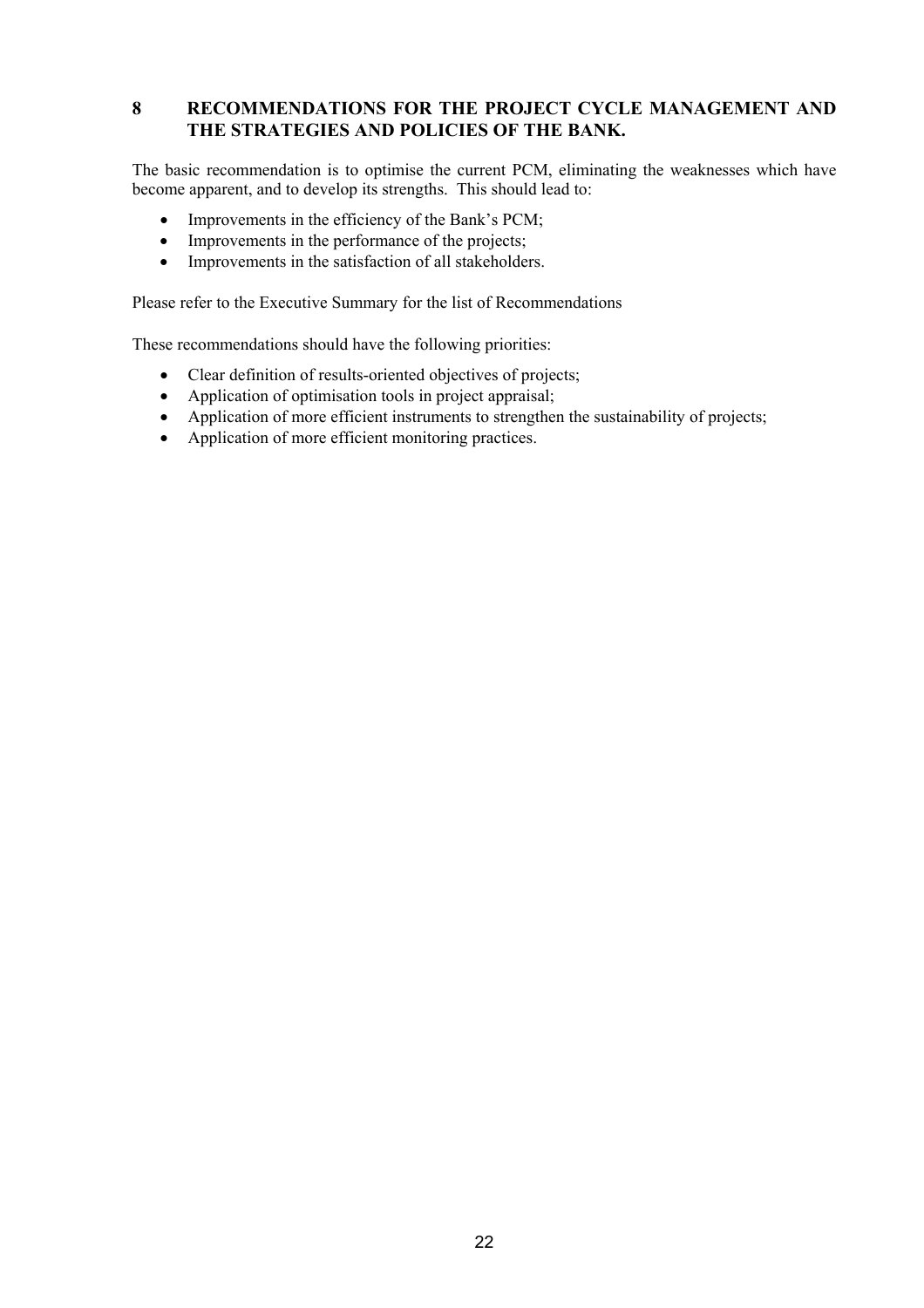# 8 RECOMMENDATIONS FOR THE PROJECT CYCLE MANAGEMENT AND THE STRATEGIES AND POLICIES OF THE BANK.

The basic recommendation is to optimise the current PCM, eliminating the weaknesses which have become apparent, and to develop its strengths. This should lead to:

- Improvements in the efficiency of the Bank's PCM;
- Improvements in the performance of the projects;
- Improvements in the satisfaction of all stakeholders.

Please refer to the Executive Summary for the list of Recommendations

These recommendations should have the following priorities:

- Clear definition of results-oriented objectives of projects;
- Application of optimisation tools in project appraisal;
- Application of more efficient instruments to strengthen the sustainability of projects;
- Application of more efficient monitoring practices.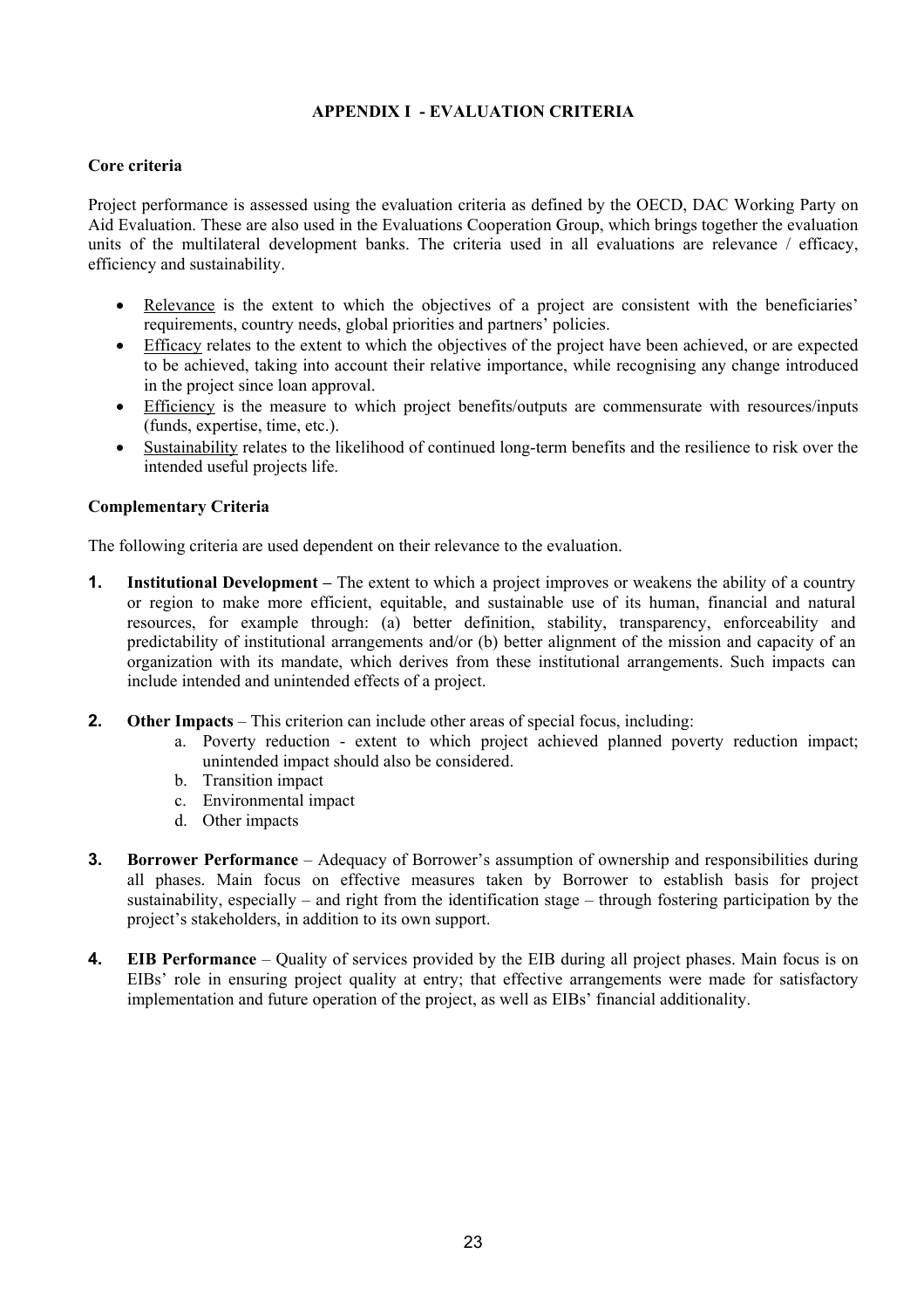# APPENDIX I - EVALUATION CRITERIA

## Core criteria

Project performance is assessed using the evaluation criteria as defined by the OECD, DAC Working Party on Aid Evaluation. These are also used in the Evaluations Cooperation Group, which brings together the evaluation units of the multilateral development banks. The criteria used in all evaluations are relevance / efficacy, efficiency and sustainability.

- Relevance is the extent to which the objectives of a project are consistent with the beneficiaries' requirements, country needs, global priorities and partners' policies.
- Efficacy relates to the extent to which the objectives of the project have been achieved, or are expected to be achieved, taking into account their relative importance, while recognising any change introduced in the project since loan approval.
- Efficiency is the measure to which project benefits/outputs are commensurate with resources/inputs (funds, expertise, time, etc.).
- Sustainability relates to the likelihood of continued long-term benefits and the resilience to risk over the intended useful projects life.

## Complementary Criteria

The following criteria are used dependent on their relevance to the evaluation.

1. **Institutional Development –** The extent to which a project improves or weakens the ability of a country or region to make more efficient, equitable, and sustainable use of its human, financial and natural resources, for example through: (a) better definition, stability, transparency, enforceability and predictability of institutional arrangements and/or (b) better alignment of the mission and capacity of an organization with its mandate, which derives from these institutional arrangements. Such impacts can include intended and unintended effects of a project.

2. **Other Impacts** – This criterion can include other areas of special focus, including:
   a. Poverty reduction - extent to which project achieved planned poverty reduction impact; unintended impact should also be considered.
   b. Transition impact
   c. Environmental impact
   d. Other impacts

3. **Borrower Performance** – Adequacy of Borrower's assumption of ownership and responsibilities during all phases. Main focus on effective measures taken by Borrower to establish basis for project sustainability, especially – and right from the identification stage – through fostering participation by the project's stakeholders, in addition to its own support.

4. **EIB Performance** – Quality of services provided by the EIB during all project phases. Main focus is on EIBs' role in ensuring project quality at entry; that effective arrangements were made for satisfactory implementation and future operation of the project, as well as EIBs' financial additionality.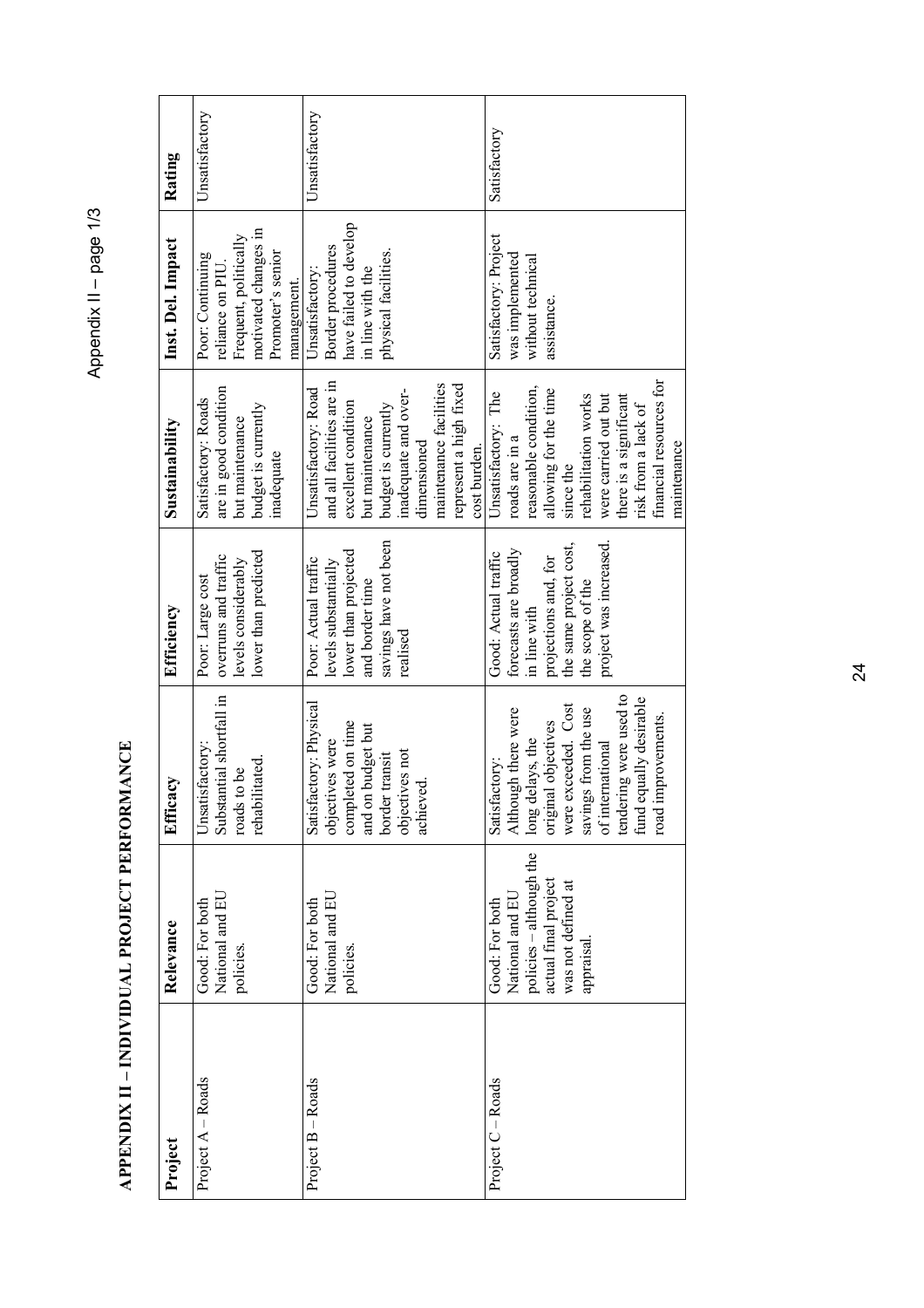# APPENDIX II – INDIVIDUAL PROJECT PERFORMANCE

| Project | Relevance | Efficacy | Efficiency | Sustainability | Inst. Del. Impact | Rating |
|---|---|---|---|---|---|---|
| Project A – Roads | Good: For both National and EU policies. | Unsatisfactory: Substantial shortfall in roads to be rehabilitated. | Poor: Large cost overruns and traffic levels considerably lower than predicted | Satisfactory: Roads are in good condition but maintenance budget is currently inadequate | Poor: Continuing reliance on PIU. Frequent, politically motivated changes in Promoter's senior management. | Unsatisfactory |
| Project B – Roads | Good: For both National and EU policies. | Satisfactory: Physical objectives were completed on time and on budget but border transit objectives not achieved. | Poor: Actual traffic levels substantially lower than projected and border time savings have not been realised | Unsatisfactory: Road and all facilities are in excellent condition but maintenance budget is currently inadequate and over-dimensioned maintenance facilities represent a high fixed cost burden. | Unsatisfactory: Border procedures have failed to develop in line with the physical facilities. | Unsatisfactory |
| Project C – Roads | Good: For both National and EU policies – although the actual final project was not defined at appraisal. | Satisfactory: Although there were long delays, the original objectives were exceeded. Cost savings from the use of international tendering were used to fund equally desirable road improvements. | Good: Actual traffic forecasts are broadly in line with projections and, for the same project cost, the scope of the project was increased. | Unsatisfactory: The roads are in a reasonable condition, allowing for the time since the rehabilitation works were carried out but there is a significant risk from a lack of financial resources for maintenance | Satisfactory: Project was implemented without technical assistance. | Satisfactory |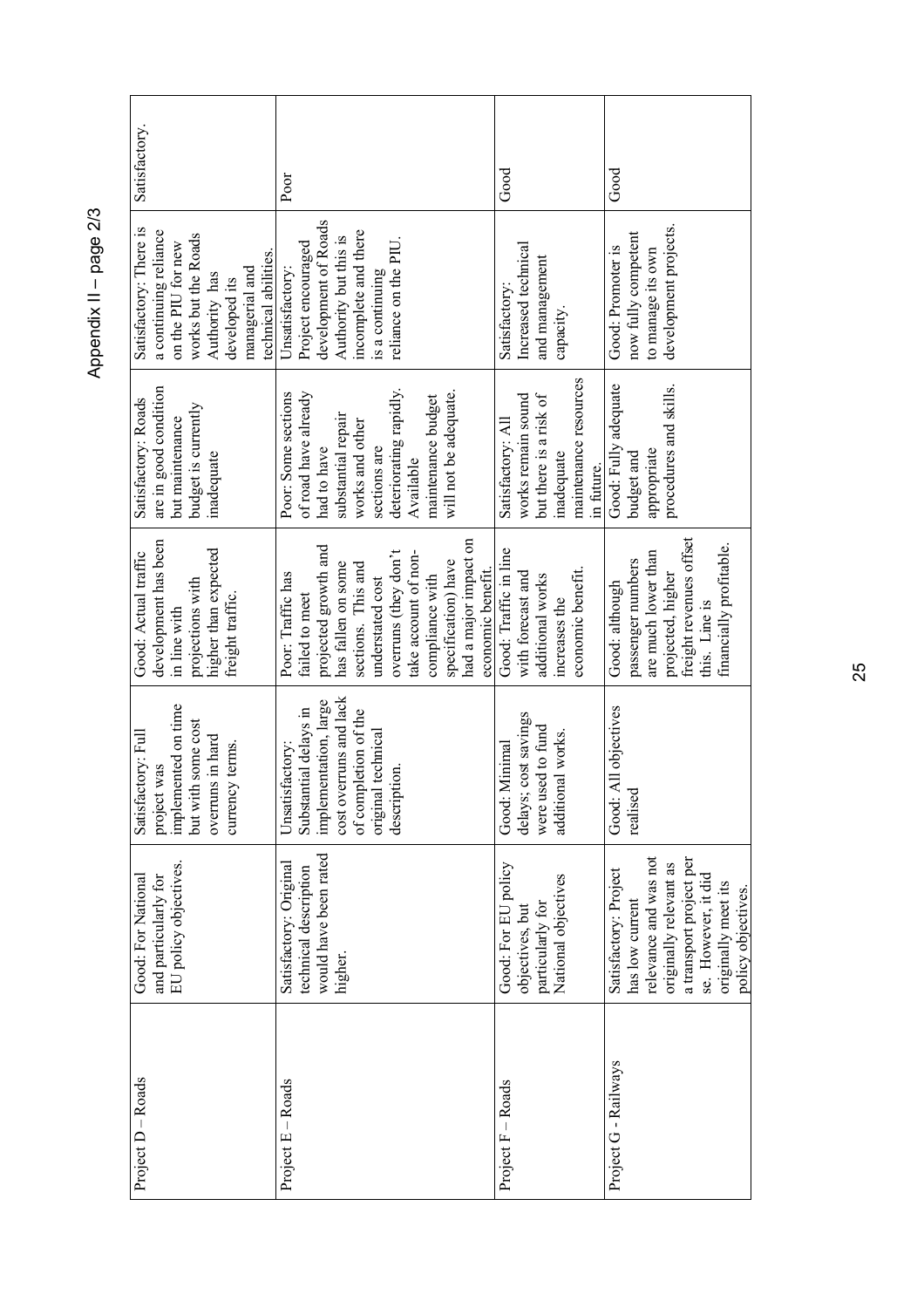Appendix II – page 2/3

| | | | | | | |
|---|---|---|---|---|---|---|
| Project D – Roads | Good: For National and particularly for EU policy objectives. | Satisfactory: Full project was implemented on time but with some cost overruns in hard currency terms. | Good: Actual traffic development has been in line with projections with higher than expected freight traffic. | Satisfactory: Roads are in good condition but maintenance budget is currently inadequate | Satisfactory: There is a continuing reliance on the PIU for new works but the Roads Authority has developed its managerial and technical abilities. | Satisfactory. |
| Project E – Roads | Satisfactory: Original technical description would have been rated higher. | Unsatisfactory: Substantial delays in implementation, large cost overruns and lack of completion of the original technical description. | Poor: Traffic has failed to meet projected growth and has fallen on some sections. This and understated cost overruns (they don't take account of non-compliance with specification) have had a major impact on economic benefit. | Poor: Some sections of road have already had to have substantial repair works and other sections are deteriorating rapidly. Available maintenance budget will not be adequate. | Unsatisfactory: Project encouraged development of Roads Authority but this is incomplete and there is a continuing reliance on the PIU. | Poor |
| Project F – Roads | Good: For EU policy objectives, but particularly for National objectives | Good: Minimal delays; cost savings were used to fund additional works. | Good: Traffic in line with forecast and additional works increases the economic benefit. | Satisfactory: All works remain sound but there is a risk of inadequate maintenance resources in future. | Satisfactory: Increased technical and management capacity. | Good |
| Project G - Railways | Satisfactory: Project has low current relevance and was not originally relevant as a transport project per se. However, it did originally meet its policy objectives. | Good: All objectives realised | Good: although passenger numbers are much lower than projected, higher freight revenues offset this. Line is financially profitable. | Good: Fully adequate budget and appropriate procedures and skills. | Good: Promoter is now fully competent to manage its own development projects. | Good |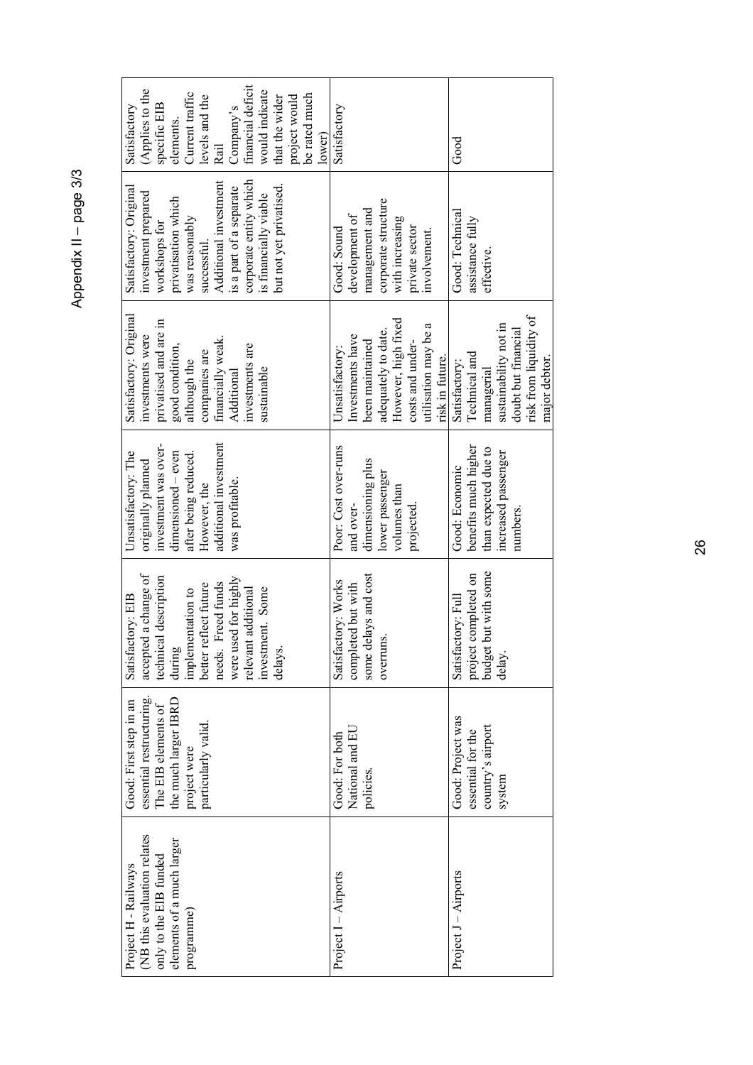# Appendix II – page 3/3

| | | | | | | |
|---|---|---|---|---|---|---|
| Project H - Railways (NB this evaluation relates only to the EIB funded elements of a much larger programme) | Good: First step in an essential restructuring. The EIB elements of the much larger IBRD project were particularly valid. | Satisfactory: EIB accepted a change of technical description during implementation to better reflect future needs. Freed funds were used for highly relevant additional investment. Some delays. | Unsatisfactory: The originally planned investment was over-dimensioned – even after being reduced. However, the additional investment was profitable. | Satisfactory: Original investments were privatised and are in good condition, although the companies are financially weak. Additional investments are sustainable | Satisfactory: Original investment prepared workshops for privatisation which was reasonably successful. Additional investment is a part of a separate corporate entity which is financially viable but not yet privatised. | Satisfactory (Applies to the specific EIB elements. Current traffic levels and the Rail Company's financial deficit would indicate that the wider project would be rated much lower) |
| Project I – Airports | Good: For both National and EU policies. | Satisfactory: Works completed but with some delays and cost overruns. | Poor: Cost over-runs and over-dimensioning plus lower passenger volumes than projected. | Unsatisfactory: Investments have been maintained adequately to date. However, high fixed costs and under-utilisation may be a risk in future. | Good: Sound development of management and corporate structure with increasing private sector involvement. | Satisfactory |
| Project J – Airports | Good: Project was essential for the country's airport system | Satisfactory: Full project completed on budget but with some delay. | Good: Economic benefits much higher than expected due to increased passenger numbers. | Satisfactory: Technical and managerial sustainability not in doubt but financial risk from liquidity of major debtor. | Good: Technical assistance fully effective. | Good |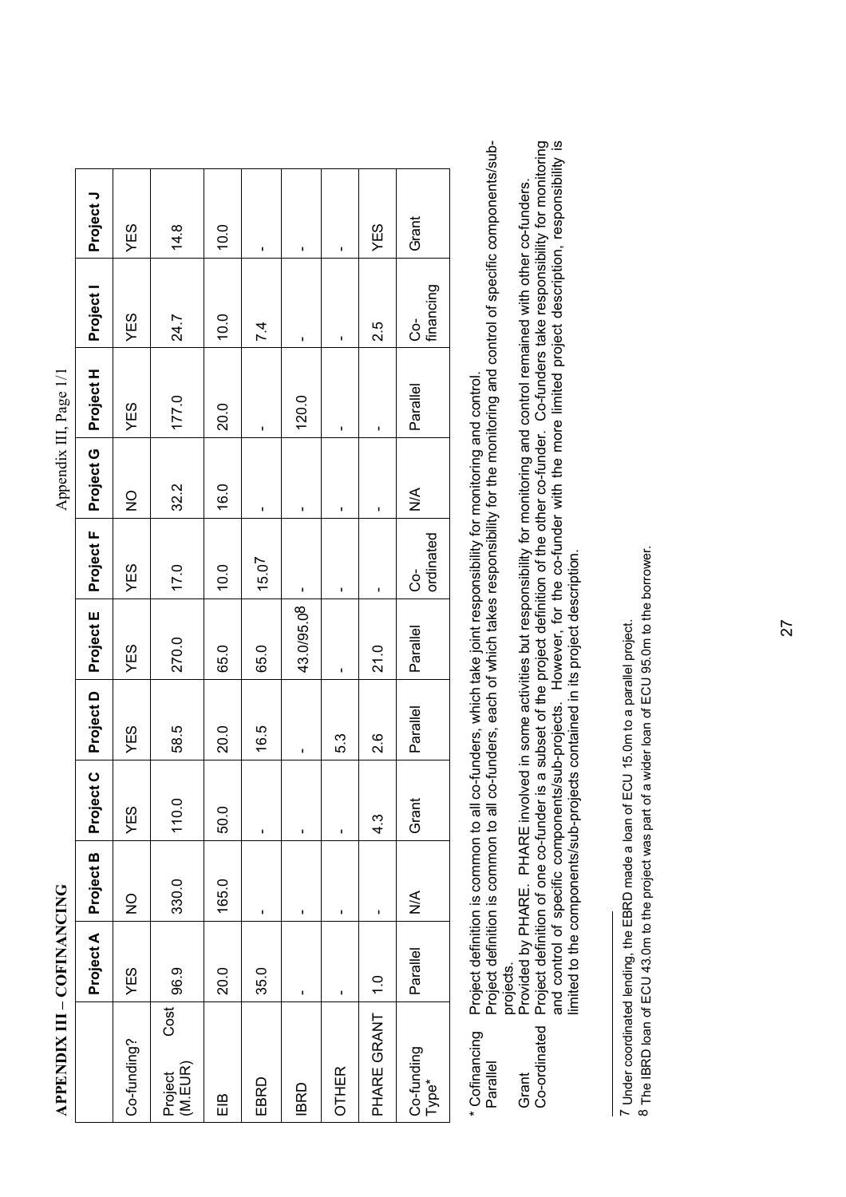# APPENDIX III – COFINANCING

Appendix II, Page 1/1

| | Project A | Project B | Project C | Project D | Project E | Project F | Project G | Project H | Project I | Project J |
|---|---|---|---|---|---|---|---|---|---|---|
| Co-funding? | YES | NO | YES | YES | YES | YES | NO | YES | YES | YES |
| Project Cost (M.EUR) | 96.9 | 330.0 | 110.0 | 58.5 | 270.0 | 17.0 | 32.2 | 177.0 | 24.7 | 14.8 |
| EIB | 20.0 | 165.0 | 50.0 | 20.0 | 65.0 | 10.0 | 16.0 | 20.0 | 10.0 | 10.0 |
| EBRD | 35.0 | - | - | 16.5 | 65.0 | 15.0[7] | - | - | 7.4 | - |
| IBRD | - | - | - | - | 43.0/95.0[8] | - | - | 120.0 | - | - |
| OTHER | - | - | - | 5.3 | - | - | - | - | - | - |
| PHARE GRANT | 1.0 | - | 4.3 | 2.6 | 21.0 | - | - | - | 2.5 | YES |
| Co-funding Type* | Parallel | N/A | Grant | Parallel | Parallel | Co-ordinated | N/A | Parallel | Co-financing | Grant |

\* Cofinancing — Project definition is common to all co-funders, which take joint responsibility for monitoring and control.
Parallel — Project definition is common to all co-funders, each of which takes responsibility for the monitoring and control of specific components/sub-projects.
Grant — Provided by PHARE. PHARE involved in some activities but responsibility for monitoring and control remained with other co-funders.
Co-ordinated — Project definition of one co-funder is a subset of the project definition of the other co-funder. Co-funders take responsibility for monitoring and control of specific components/sub-projects. However, for the co-funder with the more limited project description, responsibility is limited to the components/sub-projects contained in its project description.

---

7 Under coordinated lending, the EBRD made a loan of ECU 15.0m to a parallel project.

8 The IBRD loan of ECU 43.0m to the project was part of a wider loan of ECU 95.0m to the borrower.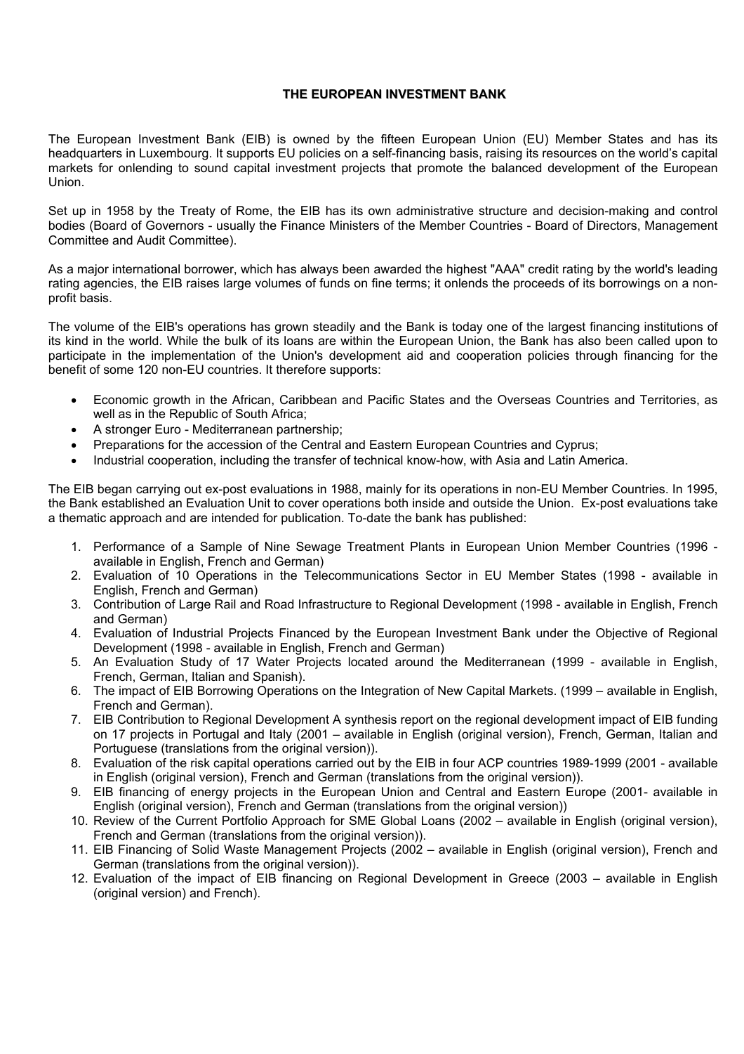# THE EUROPEAN INVESTMENT BANK

The European Investment Bank (EIB) is owned by the fifteen European Union (EU) Member States and has its headquarters in Luxembourg. It supports EU policies on a self-financing basis, raising its resources on the world's capital markets for onlending to sound capital investment projects that promote the balanced development of the European Union.

Set up in 1958 by the Treaty of Rome, the EIB has its own administrative structure and decision-making and control bodies (Board of Governors - usually the Finance Ministers of the Member Countries - Board of Directors, Management Committee and Audit Committee).

As a major international borrower, which has always been awarded the highest "AAA" credit rating by the world's leading rating agencies, the EIB raises large volumes of funds on fine terms; it onlends the proceeds of its borrowings on a non-profit basis.

The volume of the EIB's operations has grown steadily and the Bank is today one of the largest financing institutions of its kind in the world. While the bulk of its loans are within the European Union, the Bank has also been called upon to participate in the implementation of the Union's development aid and cooperation policies through financing for the benefit of some 120 non-EU countries. It therefore supports:

- Economic growth in the African, Caribbean and Pacific States and the Overseas Countries and Territories, as well as in the Republic of South Africa;
- A stronger Euro - Mediterranean partnership;
- Preparations for the accession of the Central and Eastern European Countries and Cyprus;
- Industrial cooperation, including the transfer of technical know-how, with Asia and Latin America.

The EIB began carrying out ex-post evaluations in 1988, mainly for its operations in non-EU Member Countries. In 1995, the Bank established an Evaluation Unit to cover operations both inside and outside the Union. Ex-post evaluations take a thematic approach and are intended for publication. To-date the bank has published:

1. Performance of a Sample of Nine Sewage Treatment Plants in European Union Member Countries (1996 - available in English, French and German)
2. Evaluation of 10 Operations in the Telecommunications Sector in EU Member States (1998 - available in English, French and German)
3. Contribution of Large Rail and Road Infrastructure to Regional Development (1998 - available in English, French and German)
4. Evaluation of Industrial Projects Financed by the European Investment Bank under the Objective of Regional Development (1998 - available in English, French and German)
5. An Evaluation Study of 17 Water Projects located around the Mediterranean (1999 - available in English, French, German, Italian and Spanish).
6. The impact of EIB Borrowing Operations on the Integration of New Capital Markets. (1999 – available in English, French and German).
7. EIB Contribution to Regional Development A synthesis report on the regional development impact of EIB funding on 17 projects in Portugal and Italy (2001 – available in English (original version), French, German, Italian and Portuguese (translations from the original version)).
8. Evaluation of the risk capital operations carried out by the EIB in four ACP countries 1989-1999 (2001 - available in English (original version), French and German (translations from the original version)).
9. EIB financing of energy projects in the European Union and Central and Eastern Europe (2001- available in English (original version), French and German (translations from the original version))
10. Review of the Current Portfolio Approach for SME Global Loans (2002 – available in English (original version), French and German (translations from the original version)).
11. EIB Financing of Solid Waste Management Projects (2002 – available in English (original version), French and German (translations from the original version)).
12. Evaluation of the impact of EIB financing on Regional Development in Greece (2003 – available in English (original version) and French).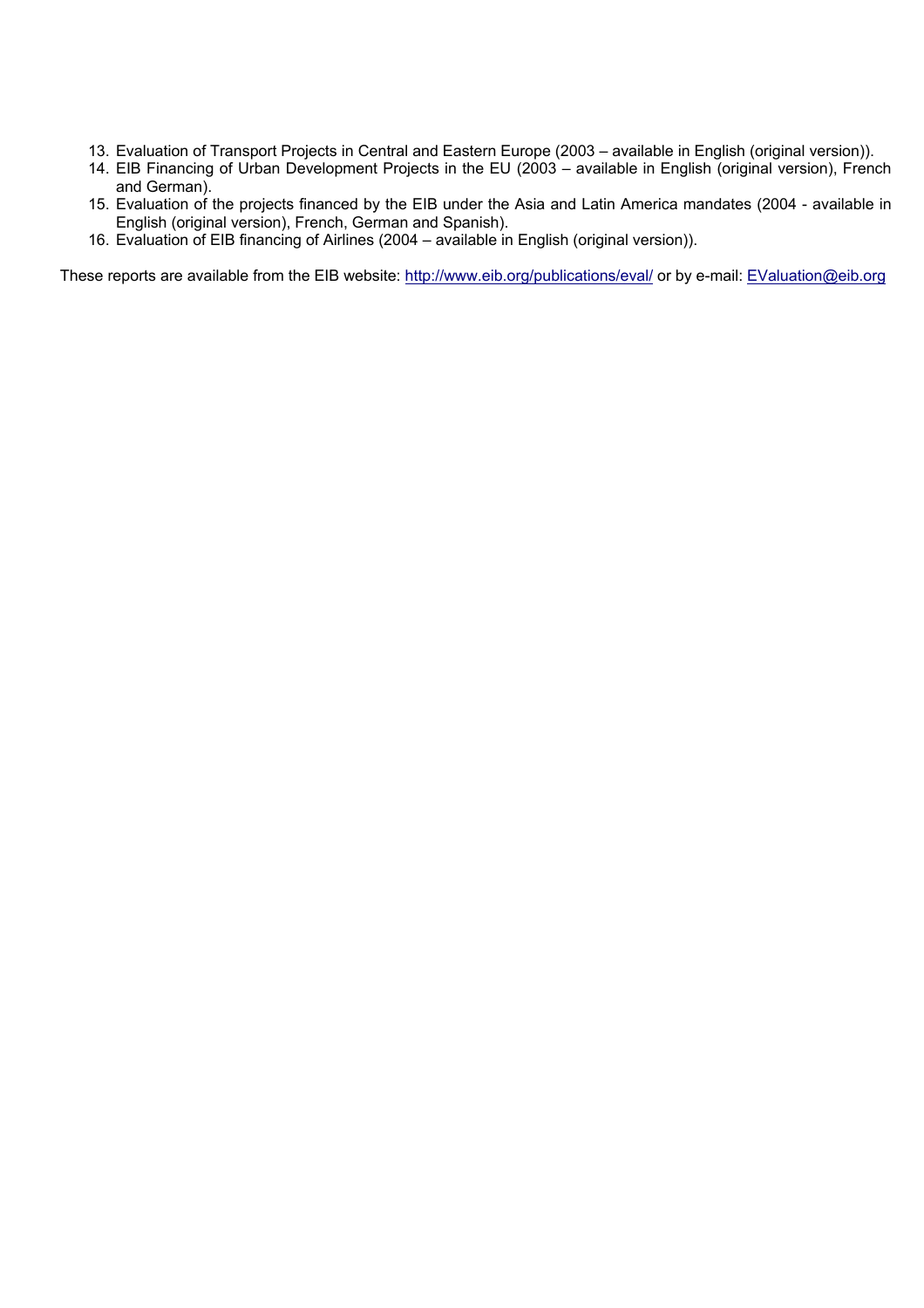13. Evaluation of Transport Projects in Central and Eastern Europe (2003 – available in English (original version)).
14. EIB Financing of Urban Development Projects in the EU (2003 – available in English (original version), French and German).
15. Evaluation of the projects financed by the EIB under the Asia and Latin America mandates (2004 - available in English (original version), French, German and Spanish).
16. Evaluation of EIB financing of Airlines (2004 – available in English (original version)).

These reports are available from the EIB website: http://www.eib.org/publications/eval/ or by e-mail: EValuation@eib.org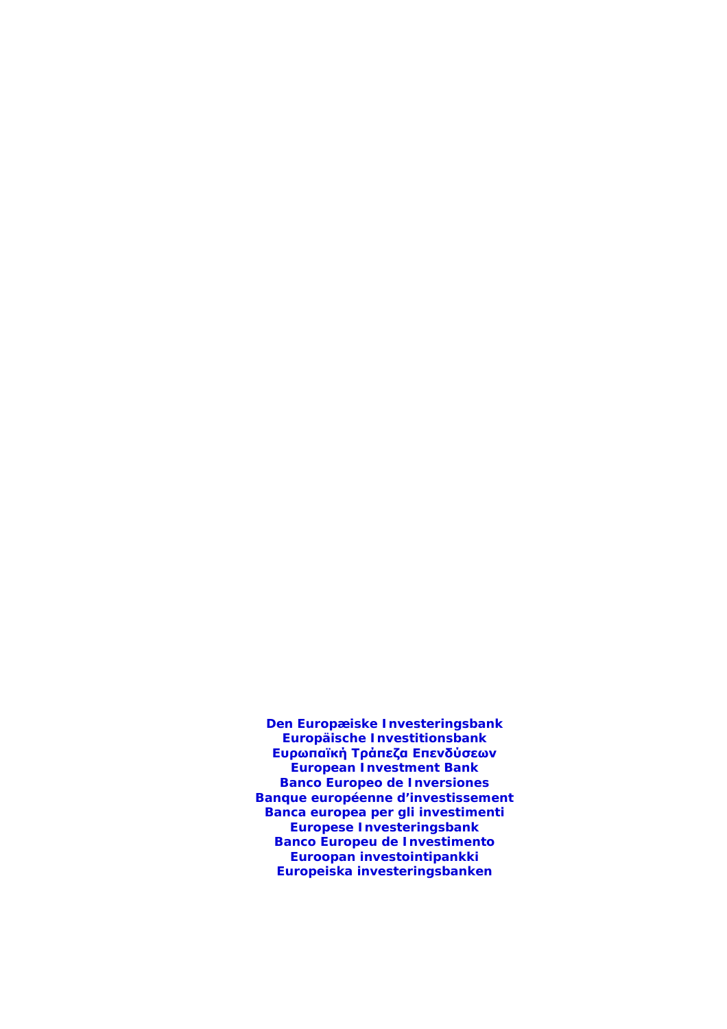**Den Europæiske Investeringsbank**
**Europäische Investitionsbank**
**Ευρωπαϊκή Τράπεζα Επενδύσεων**
**European Investment Bank**
**Banco Europeo de Inversiones**
**Banque européenne d'investissement**
**Banca europea per gli investimenti**
**Europese Investeringsbank**
**Banco Europeu de Investimento**
**Euroopan investointipankki**
**Europeiska investeringsbanken**